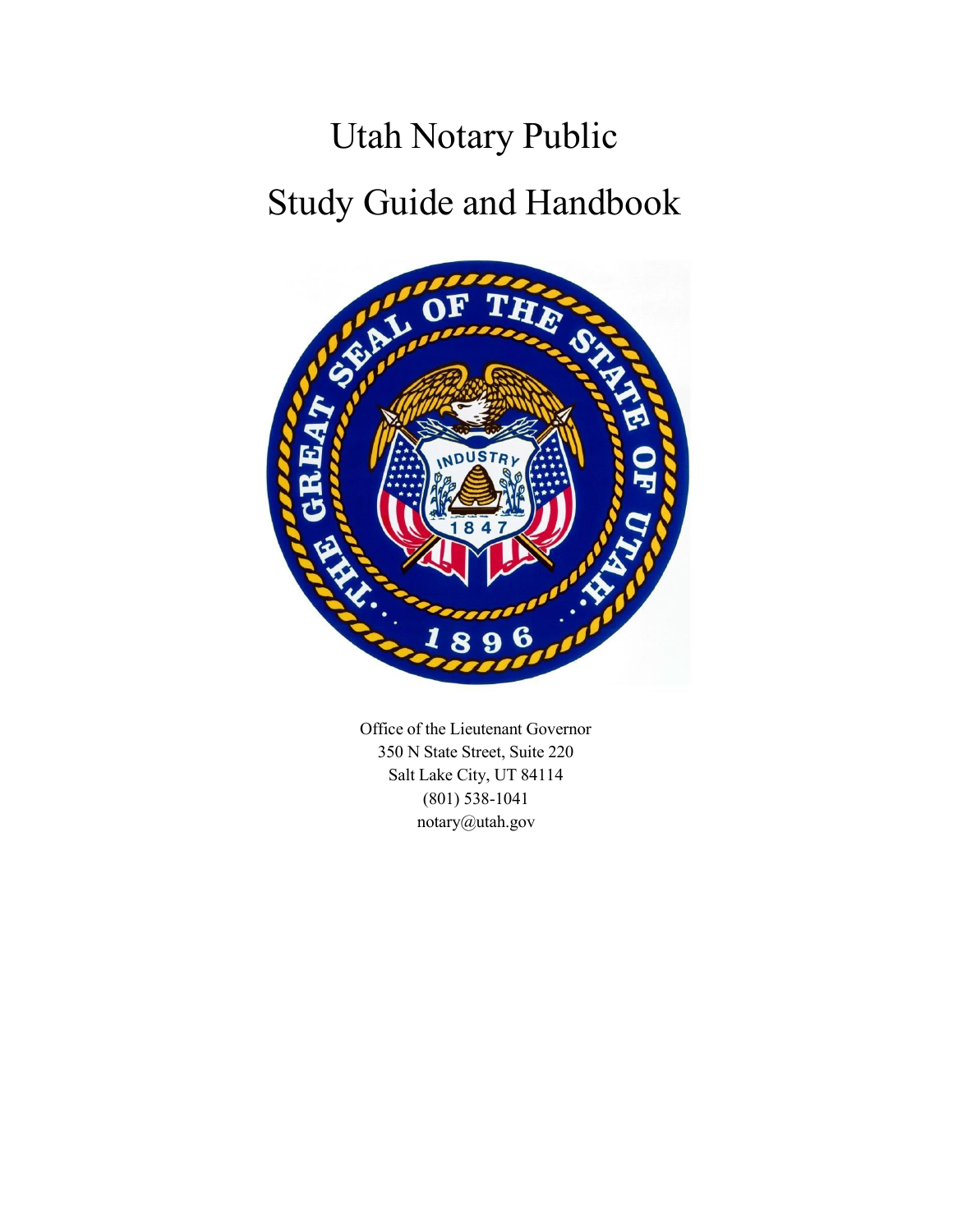# Utah Notary Public

# Study Guide and Handbook

Office of the Lieutenant Governor
350 N State Street, Suite 220
Salt Lake City, UT 84114
(801) 538-1041
notary@utah.gov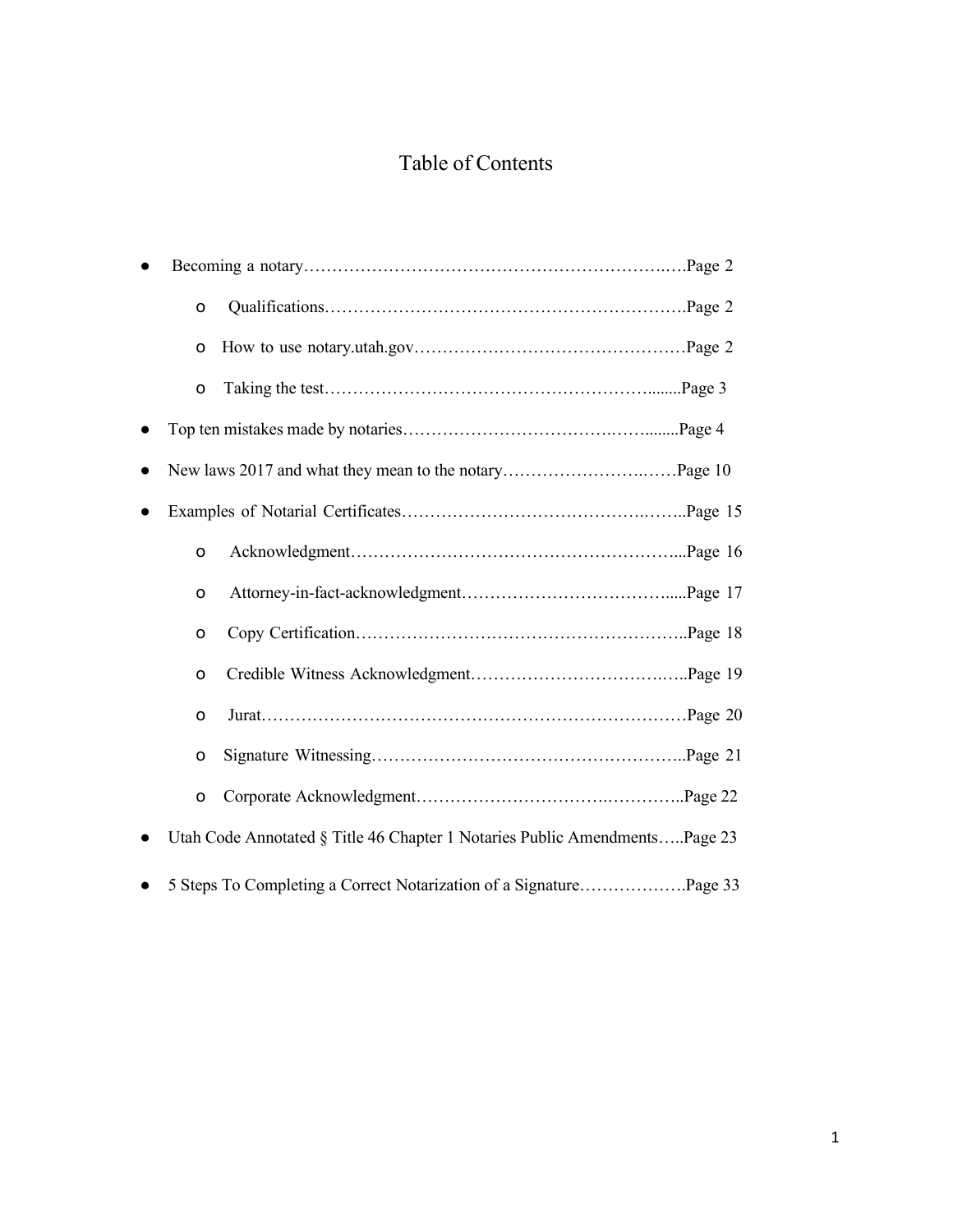# Table of Contents

- Becoming a notary……………………………………………………….….Page 2
  - Qualifications………………………………………………………….Page 2
  - How to use notary.utah.gov…………………………………………Page 2
  - Taking the test………………………………………………….......Page 3
- Top ten mistakes made by notaries……………………………….……........Page 4
- New laws 2017 and what they mean to the notary……………………….……Page 10
- Examples of Notarial Certificates…………………………………….……..Page 15
  - Acknowledgment…………………………………………………...Page 16
  - Attorney-in-fact-acknowledgment……………………………….....Page 17
  - Copy Certification………………………………………………..Page 18
  - Credible Witness Acknowledgment……………………………….…..Page 19
  - Jurat…………………………………………………………………Page 20
  - Signature Witnessing……………………………………………..Page 21
  - Corporate Acknowledgment………………………….…………..Page 22
- Utah Code Annotated § Title 46 Chapter 1 Notaries Public Amendments…..Page 23
- 5 Steps To Completing a Correct Notarization of a Signature……………….Page 33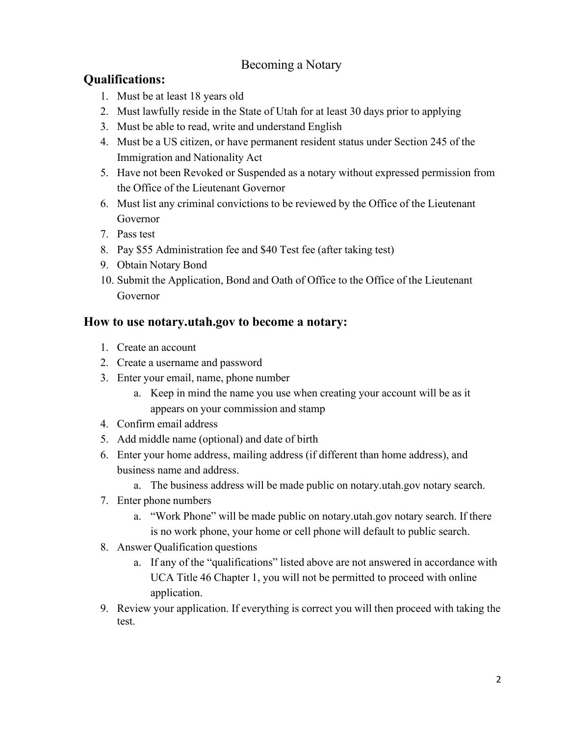# Becoming a Notary

## Qualifications:

1. Must be at least 18 years old
2. Must lawfully reside in the State of Utah for at least 30 days prior to applying
3. Must be able to read, write and understand English
4. Must be a US citizen, or have permanent resident status under Section 245 of the Immigration and Nationality Act
5. Have not been Revoked or Suspended as a notary without expressed permission from the Office of the Lieutenant Governor
6. Must list any criminal convictions to be reviewed by the Office of the Lieutenant Governor
7. Pass test
8. Pay $55 Administration fee and $40 Test fee (after taking test)
9. Obtain Notary Bond
10. Submit the Application, Bond and Oath of Office to the Office of the Lieutenant Governor

## How to use notary.utah.gov to become a notary:

1. Create an account
2. Create a username and password
3. Enter your email, name, phone number
   a. Keep in mind the name you use when creating your account will be as it appears on your commission and stamp
4. Confirm email address
5. Add middle name (optional) and date of birth
6. Enter your home address, mailing address (if different than home address), and business name and address.
   a. The business address will be made public on notary.utah.gov notary search.
7. Enter phone numbers
   a. "Work Phone" will be made public on notary.utah.gov notary search. If there is no work phone, your home or cell phone will default to public search.
8. Answer Qualification questions
   a. If any of the "qualifications" listed above are not answered in accordance with UCA Title 46 Chapter 1, you will not be permitted to proceed with online application.
9. Review your application. If everything is correct you will then proceed with taking the test.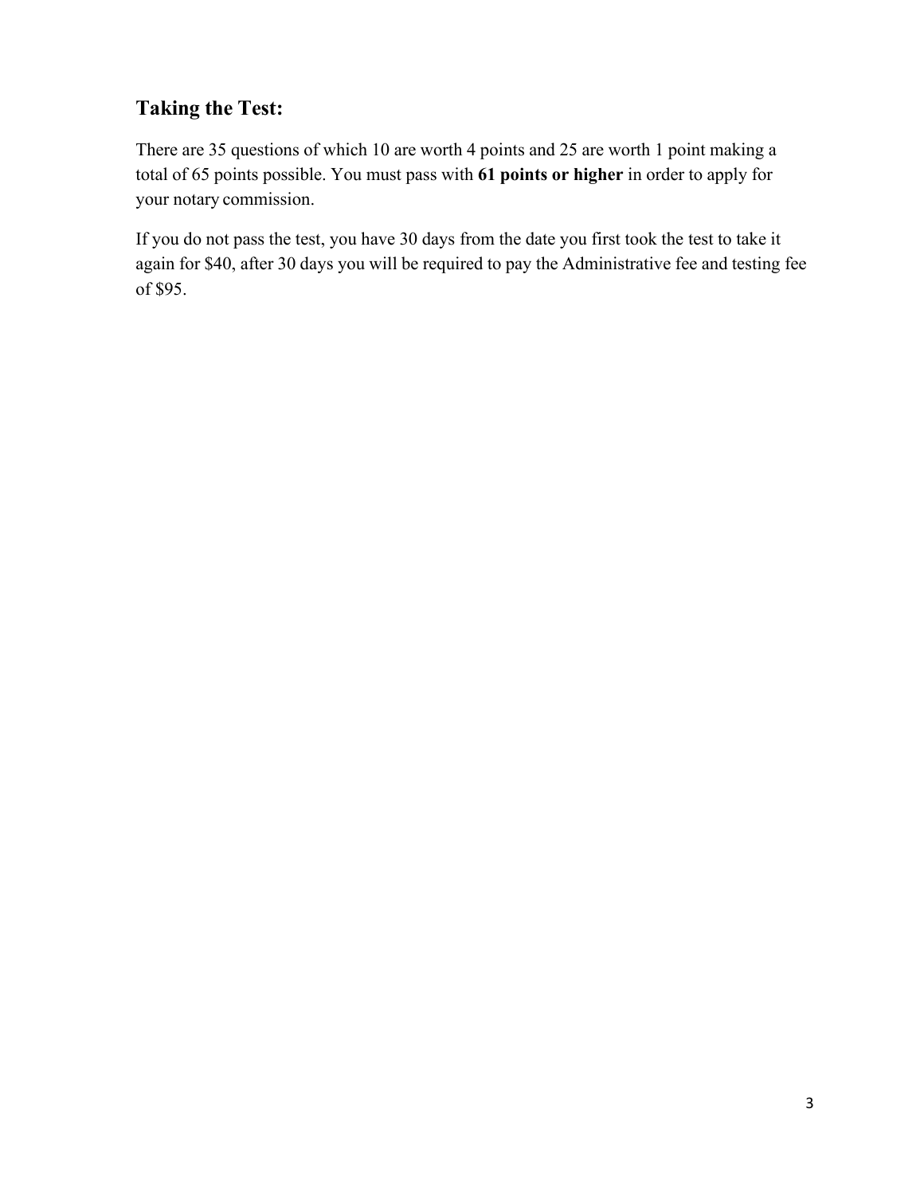## Taking the Test:

There are 35 questions of which 10 are worth 4 points and 25 are worth 1 point making a total of 65 points possible. You must pass with **61 points or higher** in order to apply for your notary commission.

If you do not pass the test, you have 30 days from the date you first took the test to take it again for $40, after 30 days you will be required to pay the Administrative fee and testing fee of $95.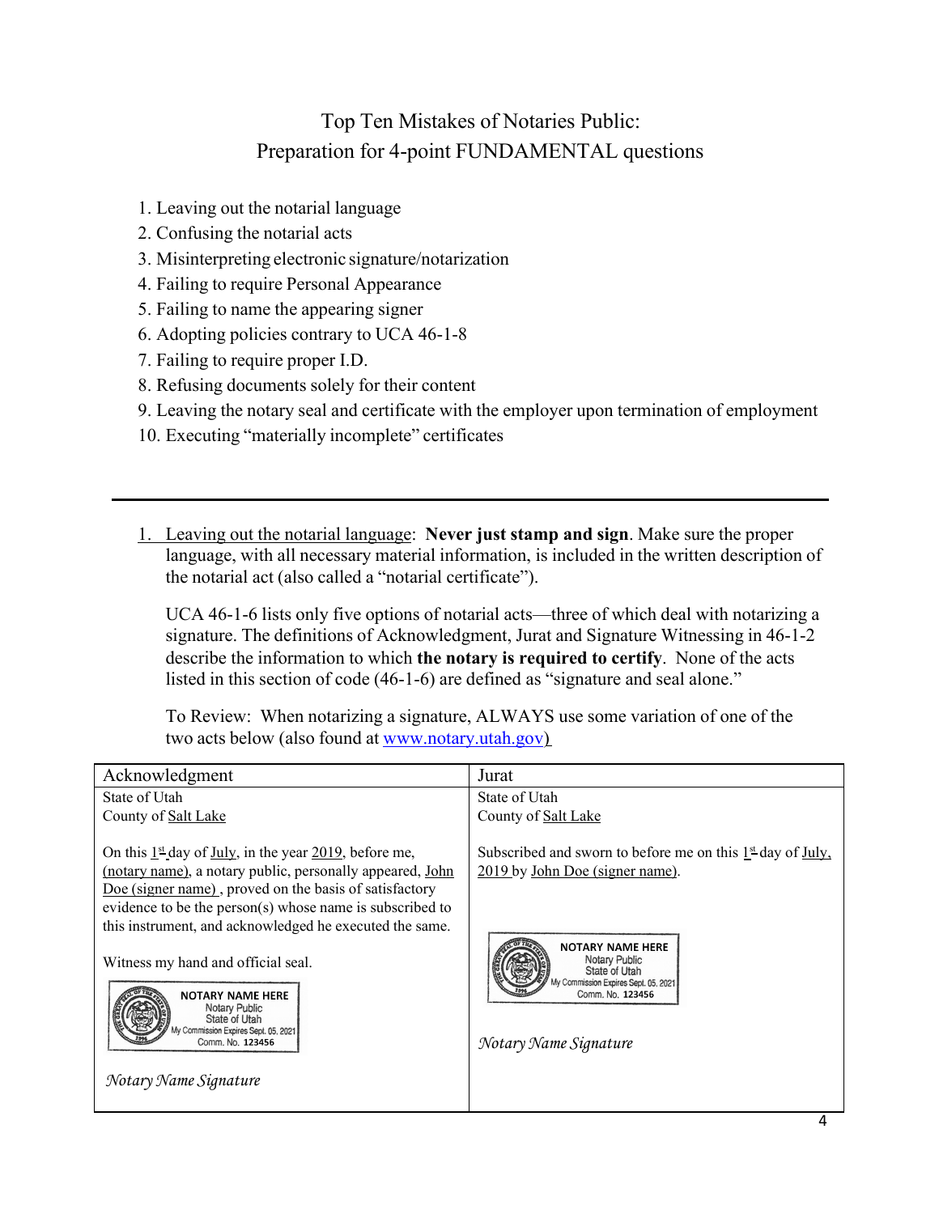# Top Ten Mistakes of Notaries Public: Preparation for 4-point FUNDAMENTAL questions

1. Leaving out the notarial language
2. Confusing the notarial acts
3. Misinterpreting electronic signature/notarization
4. Failing to require Personal Appearance
5. Failing to name the appearing signer
6. Adopting policies contrary to UCA 46-1-8
7. Failing to require proper I.D.
8. Refusing documents solely for their content
9. Leaving the notary seal and certificate with the employer upon termination of employment
10. Executing "materially incomplete" certificates

---

1. Leaving out the notarial language: **Never just stamp and sign**. Make sure the proper language, with all necessary material information, is included in the written description of the notarial act (also called a "notarial certificate").

   UCA 46-1-6 lists only five options of notarial acts—three of which deal with notarizing a signature. The definitions of Acknowledgment, Jurat and Signature Witnessing in 46-1-2 describe the information to which **the notary is required to certify**. None of the acts listed in this section of code (46-1-6) are defined as "signature and seal alone."

   To Review: When notarizing a signature, ALWAYS use some variation of one of the two acts below (also found at www.notary.utah.gov)

| Acknowledgment | Jurat |
|---|---|
| State of Utah<br>County of Salt Lake<br><br>On this 1st day of July, in the year 2019, before me, (notary name), a notary public, personally appeared, John Doe (signer name), proved on the basis of satisfactory evidence to be the person(s) whose name is subscribed to this instrument, and acknowledged he executed the same.<br><br>Witness my hand and official seal.<br><br>NOTARY NAME HERE<br>Notary Public<br>State of Utah<br>My Commission Expires Sept. 05, 2021<br>Comm. No. 123456<br><br>*Notary Name Signature* | State of Utah<br>County of Salt Lake<br><br>Subscribed and sworn to before me on this 1st day of July, 2019 by John Doe (signer name).<br><br>NOTARY NAME HERE<br>Notary Public<br>State of Utah<br>My Commission Expires Sept. 05, 2021<br>Comm. No. 123456<br><br>*Notary Name Signature* |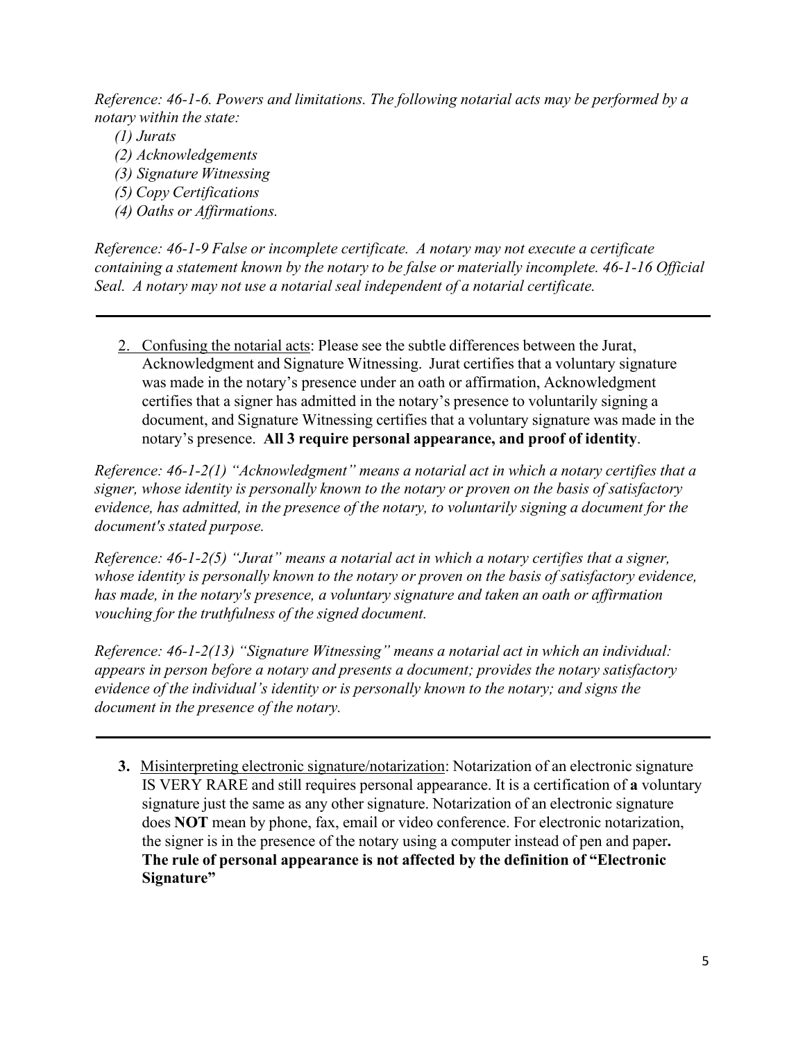*Reference: 46-1-6. Powers and limitations. The following notarial acts may be performed by a notary within the state:*

*(1) Jurats*
*(2) Acknowledgements*
*(3) Signature Witnessing*
*(5) Copy Certifications*
*(4) Oaths or Affirmations.*

*Reference: 46-1-9 False or incomplete certificate. A notary may not execute a certificate containing a statement known by the notary to be false or materially incomplete. 46-1-16 Official Seal. A notary may not use a notarial seal independent of a notarial certificate.*

---

2. <u>Confusing the notarial acts</u>: Please see the subtle differences between the Jurat, Acknowledgment and Signature Witnessing. Jurat certifies that a voluntary signature was made in the notary's presence under an oath or affirmation, Acknowledgment certifies that a signer has admitted in the notary's presence to voluntarily signing a document, and Signature Witnessing certifies that a voluntary signature was made in the notary's presence. **All 3 require personal appearance, and proof of identity**.

*Reference: 46-1-2(1) "Acknowledgment" means a notarial act in which a notary certifies that a signer, whose identity is personally known to the notary or proven on the basis of satisfactory evidence, has admitted, in the presence of the notary, to voluntarily signing a document for the document's stated purpose.*

*Reference: 46-1-2(5) "Jurat" means a notarial act in which a notary certifies that a signer, whose identity is personally known to the notary or proven on the basis of satisfactory evidence, has made, in the notary's presence, a voluntary signature and taken an oath or affirmation vouching for the truthfulness of the signed document.*

*Reference: 46-1-2(13) "Signature Witnessing" means a notarial act in which an individual: appears in person before a notary and presents a document; provides the notary satisfactory evidence of the individual's identity or is personally known to the notary; and signs the document in the presence of the notary.*

---

3. <u>Misinterpreting electronic signature/notarization</u>: Notarization of an electronic signature IS VERY RARE and still requires personal appearance. It is a certification of **a** voluntary signature just the same as any other signature. Notarization of an electronic signature does **NOT** mean by phone, fax, email or video conference. For electronic notarization, the signer is in the presence of the notary using a computer instead of pen and paper**. The rule of personal appearance is not affected by the definition of "Electronic Signature"**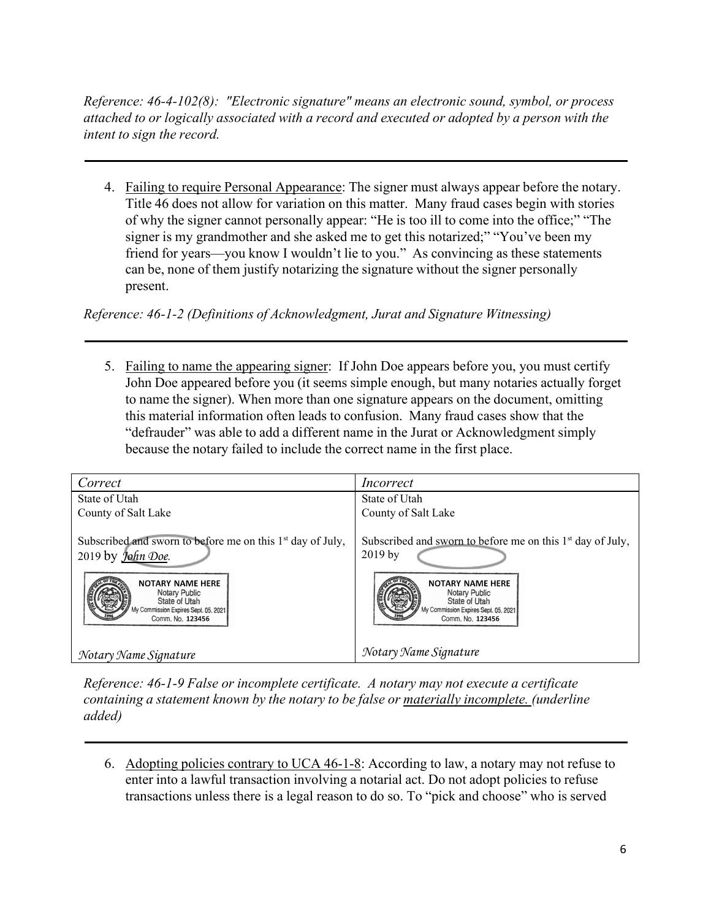*Reference: 46-4-102(8): "Electronic signature" means an electronic sound, symbol, or process attached to or logically associated with a record and executed or adopted by a person with the intent to sign the record.*

---

4. Failing to require Personal Appearance: The signer must always appear before the notary. Title 46 does not allow for variation on this matter. Many fraud cases begin with stories of why the signer cannot personally appear: "He is too ill to come into the office;" "The signer is my grandmother and she asked me to get this notarized;" "You've been my friend for years—you know I wouldn't lie to you." As convincing as these statements can be, none of them justify notarizing the signature without the signer personally present.

*Reference: 46-1-2 (Definitions of Acknowledgment, Jurat and Signature Witnessing)*

---

5. Failing to name the appearing signer: If John Doe appears before you, you must certify John Doe appeared before you (it seems simple enough, but many notaries actually forget to name the signer). When more than one signature appears on the document, omitting this material information often leads to confusion. Many fraud cases show that the "defrauder" was able to add a different name in the Jurat or Acknowledgment simply because the notary failed to include the correct name in the first place.

| *Correct* | *Incorrect* |
| --- | --- |
| State of Utah<br>County of Salt Lake<br><br>Subscribed and sworn to before me on this 1st day of July, 2019 by *John Doe*.<br><br>NOTARY NAME HERE<br>Notary Public<br>State of Utah<br>My Commission Expires Sept. 05, 2021<br>Comm. No. 123456<br><br>*Notary Name Signature* | State of Utah<br>County of Salt Lake<br><br>Subscribed and sworn to before me on this 1st day of July, 2019 by<br><br>NOTARY NAME HERE<br>Notary Public<br>State of Utah<br>My Commission Expires Sept. 05, 2021<br>Comm. No. 123456<br><br>*Notary Name Signature* |

*Reference: 46-1-9 False or incomplete certificate. A notary may not execute a certificate containing a statement known by the notary to be false or materially incomplete. (underline added)*

---

6. Adopting policies contrary to UCA 46-1-8: According to law, a notary may not refuse to enter into a lawful transaction involving a notarial act. Do not adopt policies to refuse transactions unless there is a legal reason to do so. To "pick and choose" who is served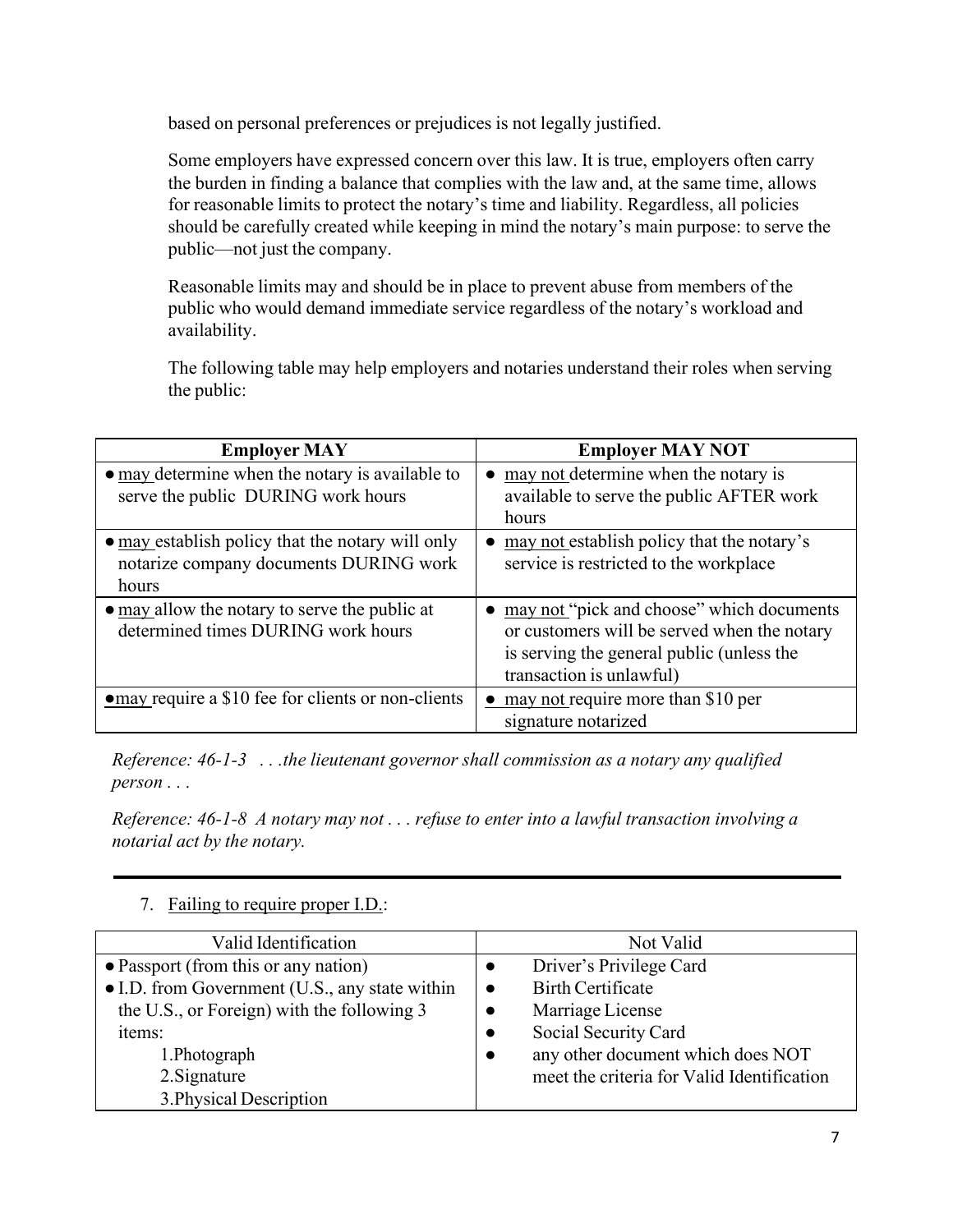based on personal preferences or prejudices is not legally justified.

Some employers have expressed concern over this law. It is true, employers often carry the burden in finding a balance that complies with the law and, at the same time, allows for reasonable limits to protect the notary's time and liability. Regardless, all policies should be carefully created while keeping in mind the notary's main purpose: to serve the public—not just the company.

Reasonable limits may and should be in place to prevent abuse from members of the public who would demand immediate service regardless of the notary's workload and availability.

The following table may help employers and notaries understand their roles when serving the public:

| **Employer MAY** | **Employer MAY NOT** |
|---|---|
| • may determine when the notary is available to serve the public DURING work hours | • may not determine when the notary is available to serve the public AFTER work hours |
| • may establish policy that the notary will only notarize company documents DURING work hours | • may not establish policy that the notary's service is restricted to the workplace |
| • may allow the notary to serve the public at determined times DURING work hours | • may not "pick and choose" which documents or customers will be served when the notary is serving the general public (unless the transaction is unlawful) |
| • may require a $10 fee for clients or non-clients | • may not require more than $10 per signature notarized |

*Reference: 46-1-3 . . .the lieutenant governor shall commission as a notary any qualified person . . .*

*Reference: 46-1-8 A notary may not . . . refuse to enter into a lawful transaction involving a notarial act by the notary.*

---

7. Failing to require proper I.D.:

| Valid Identification | Not Valid |
|---|---|
| • Passport (from this or any nation)<br>• I.D. from Government (U.S., any state within the U.S., or Foreign) with the following 3 items:<br>1. Photograph<br>2. Signature<br>3. Physical Description | • Driver's Privilege Card<br>• Birth Certificate<br>• Marriage License<br>• Social Security Card<br>• any other document which does NOT meet the criteria for Valid Identification |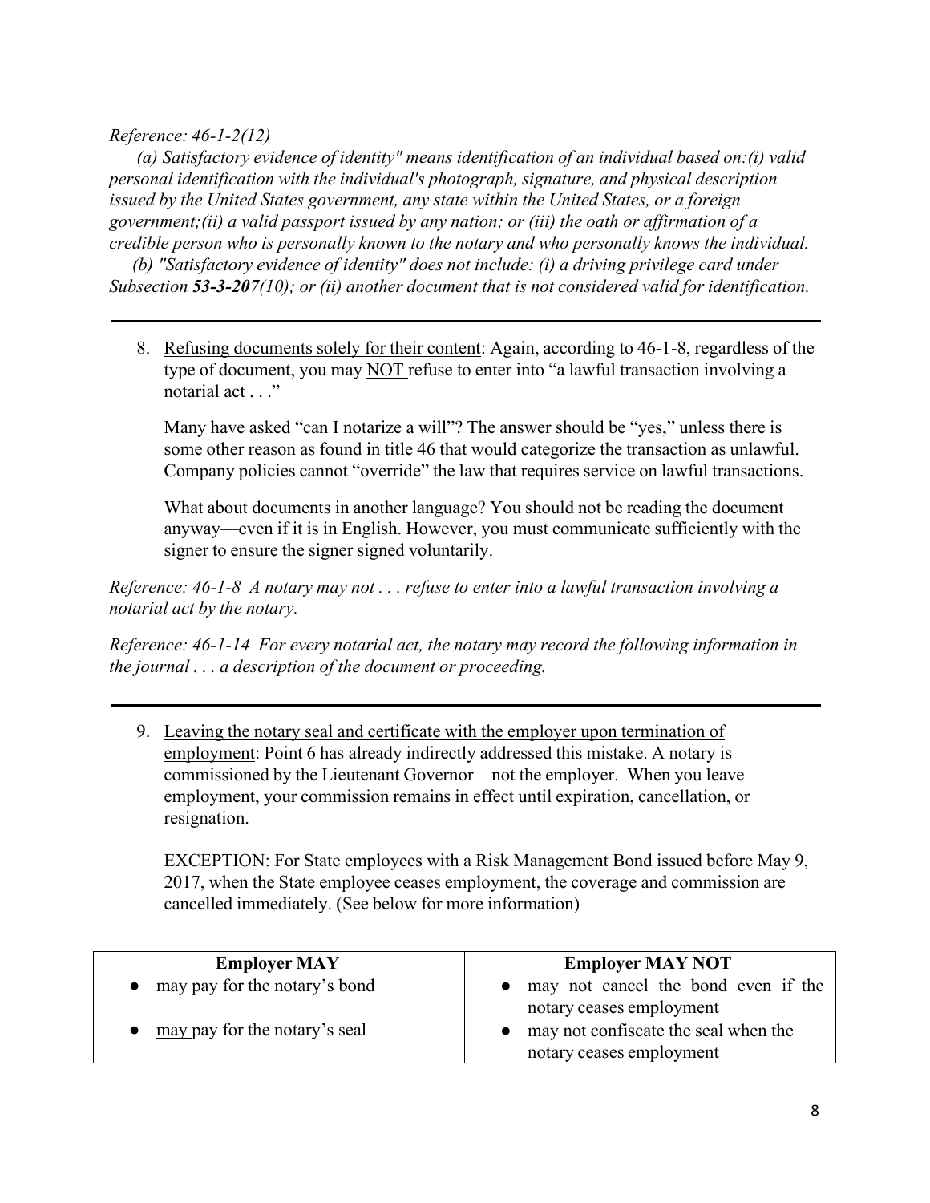*Reference: 46-1-2(12)*

*(a) Satisfactory evidence of identity" means identification of an individual based on:(i) valid personal identification with the individual's photograph, signature, and physical description issued by the United States government, any state within the United States, or a foreign government;(ii) a valid passport issued by any nation; or (iii) the oath or affirmation of a credible person who is personally known to the notary and who personally knows the individual.*

*(b) "Satisfactory evidence of identity" does not include: (i) a driving privilege card under Subsection **53-3-207**(10); or (ii) another document that is not considered valid for identification.*

---

8. <u>Refusing documents solely for their content</u>: Again, according to 46-1-8, regardless of the type of document, you may <u>NOT</u> refuse to enter into "a lawful transaction involving a notarial act . . ."

   Many have asked "can I notarize a will"? The answer should be "yes," unless there is some other reason as found in title 46 that would categorize the transaction as unlawful. Company policies cannot "override" the law that requires service on lawful transactions.

   What about documents in another language? You should not be reading the document anyway—even if it is in English. However, you must communicate sufficiently with the signer to ensure the signer signed voluntarily.

*Reference: 46-1-8 A notary may not . . . refuse to enter into a lawful transaction involving a notarial act by the notary.*

*Reference: 46-1-14 For every notarial act, the notary may record the following information in the journal . . . a description of the document or proceeding.*

---

9. <u>Leaving the notary seal and certificate with the employer upon termination of employment</u>: Point 6 has already indirectly addressed this mistake. A notary is commissioned by the Lieutenant Governor—not the employer. When you leave employment, your commission remains in effect until expiration, cancellation, or resignation.

   EXCEPTION: For State employees with a Risk Management Bond issued before May 9, 2017, when the State employee ceases employment, the coverage and commission are cancelled immediately. (See below for more information)

| **Employer MAY** | **Employer MAY NOT** |
|---|---|
| • <u>may</u> pay for the notary's bond | • <u>may not</u> cancel the bond even if the notary ceases employment |
| • <u>may</u> pay for the notary's seal | • <u>may not</u> confiscate the seal when the notary ceases employment |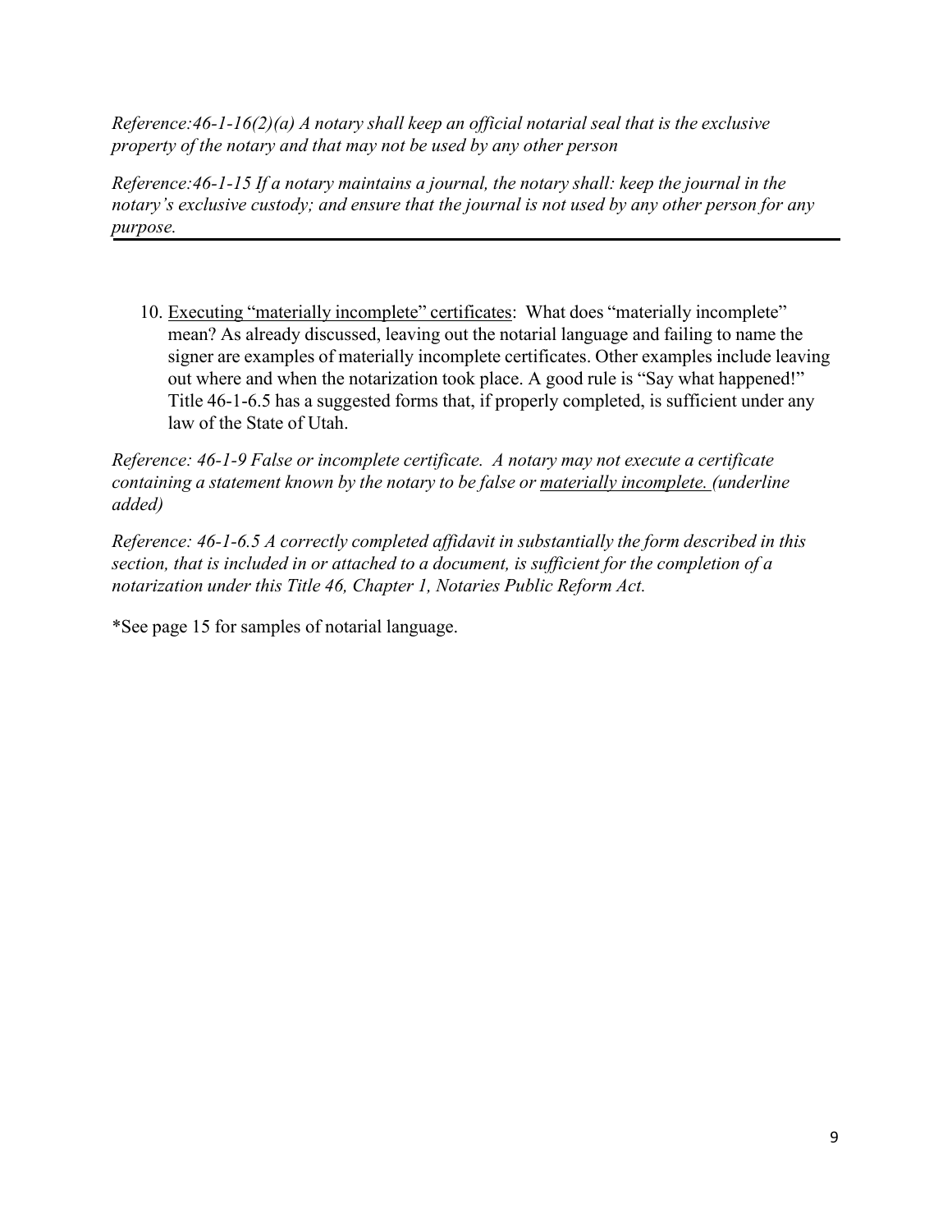*Reference:46-1-16(2)(a) A notary shall keep an official notarial seal that is the exclusive property of the notary and that may not be used by any other person*

*Reference:46-1-15 If a notary maintains a journal, the notary shall: keep the journal in the notary's exclusive custody; and ensure that the journal is not used by any other person for any purpose.*

---

10. <u>Executing "materially incomplete" certificates</u>: What does "materially incomplete" mean? As already discussed, leaving out the notarial language and failing to name the signer are examples of materially incomplete certificates. Other examples include leaving out where and when the notarization took place. A good rule is "Say what happened!" Title 46-1-6.5 has a suggested forms that, if properly completed, is sufficient under any law of the State of Utah.

*Reference: 46-1-9 False or incomplete certificate. A notary may not execute a certificate containing a statement known by the notary to be false or <u>materially incomplete.</u> (underline added)*

*Reference: 46-1-6.5 A correctly completed affidavit in substantially the form described in this section, that is included in or attached to a document, is sufficient for the completion of a notarization under this Title 46, Chapter 1, Notaries Public Reform Act.*

*See page 15 for samples of notarial language.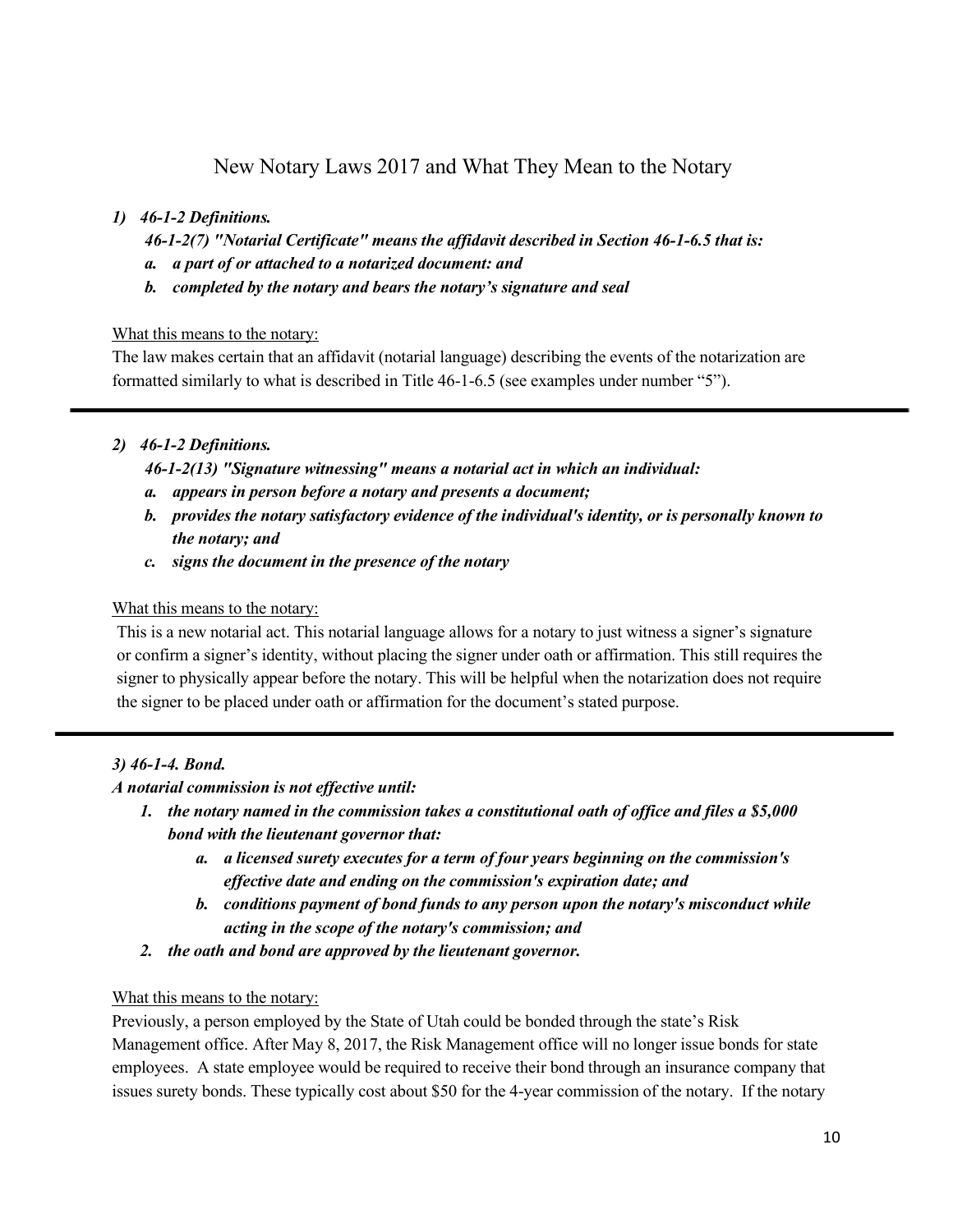# New Notary Laws 2017 and What They Mean to the Notary

1) ***46-1-2 Definitions.***

***46-1-2(7) "Notarial Certificate" means the affidavit described in Section 46-1-6.5 that is:***

***a. a part of or attached to a notarized document: and***

***b. completed by the notary and bears the notary's signature and seal***

What this means to the notary:

The law makes certain that an affidavit (notarial language) describing the events of the notarization are formatted similarly to what is described in Title 46-1-6.5 (see examples under number "5").

---

2) ***46-1-2 Definitions.***

***46-1-2(13) "Signature witnessing" means a notarial act in which an individual:***

***a. appears in person before a notary and presents a document;***

***b. provides the notary satisfactory evidence of the individual's identity, or is personally known to the notary; and***

***c. signs the document in the presence of the notary***

What this means to the notary:

This is a new notarial act. This notarial language allows for a notary to just witness a signer's signature or confirm a signer's identity, without placing the signer under oath or affirmation. This still requires the signer to physically appear before the notary. This will be helpful when the notarization does not require the signer to be placed under oath or affirmation for the document's stated purpose.

---

***3) 46-1-4. Bond.***

***A notarial commission is not effective until:***

1. ***the notary named in the commission takes a constitutional oath of office and files a $5,000 bond with the lieutenant governor that:***
   a. ***a licensed surety executes for a term of four years beginning on the commission's effective date and ending on the commission's expiration date; and***
   b. ***conditions payment of bond funds to any person upon the notary's misconduct while acting in the scope of the notary's commission; and***
2. ***the oath and bond are approved by the lieutenant governor.***

What this means to the notary:

Previously, a person employed by the State of Utah could be bonded through the state's Risk Management office. After May 8, 2017, the Risk Management office will no longer issue bonds for state employees. A state employee would be required to receive their bond through an insurance company that issues surety bonds. These typically cost about $50 for the 4-year commission of the notary. If the notary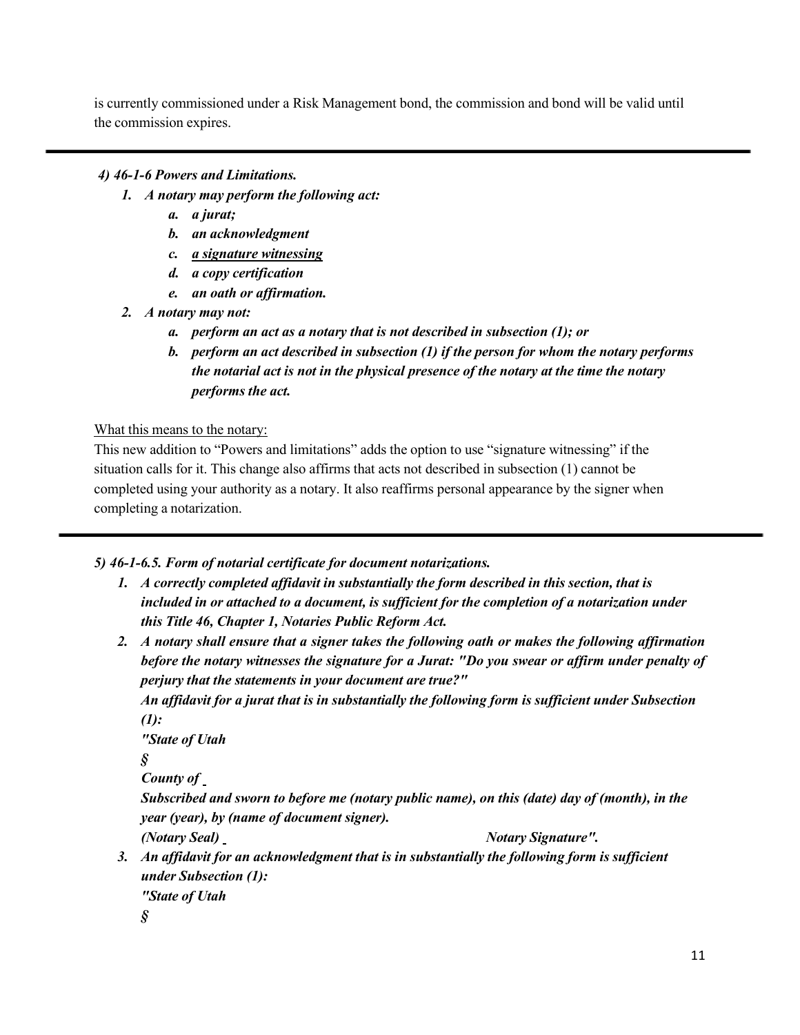is currently commissioned under a Risk Management bond, the commission and bond will be valid until the commission expires.

---

***4) 46-1-6 Powers and Limitations.***

1. ***A notary may perform the following act:***
   a. ***a jurat;***
   b. ***an acknowledgment***
   c. ***<u>a signature witnessing</u>***
   d. ***a copy certification***
   e. ***an oath or affirmation.***
2. ***A notary may not:***
   a. ***perform an act as a notary that is not described in subsection (1); or***
   b. ***perform an act described in subsection (1) if the person for whom the notary performs the notarial act is not in the physical presence of the notary at the time the notary performs the act.***

<u>What this means to the notary:</u>
This new addition to "Powers and limitations" adds the option to use "signature witnessing" if the situation calls for it. This change also affirms that acts not described in subsection (1) cannot be completed using your authority as a notary. It also reaffirms personal appearance by the signer when completing a notarization.

---

***5) 46-1-6.5. Form of notarial certificate for document notarizations.***

1. ***A correctly completed affidavit in substantially the form described in this section, that is included in or attached to a document, is sufficient for the completion of a notarization under this Title 46, Chapter 1, Notaries Public Reform Act.***
2. ***A notary shall ensure that a signer takes the following oath or makes the following affirmation before the notary witnesses the signature for a Jurat: "Do you swear or affirm under penalty of perjury that the statements in your document are true?"***
   ***An affidavit for a jurat that is in substantially the following form is sufficient under Subsection (1):***
   ***"State of Utah***
   ***§***
   ***County of ___***
   ***Subscribed and sworn to before me (notary public name), on this (date) day of (month), in the year (year), by (name of document signer).***
   ***(Notary Seal) ___ Notary Signature".***
3. ***An affidavit for an acknowledgment that is in substantially the following form is sufficient under Subsection (1):***
   ***"State of Utah***
   ***§***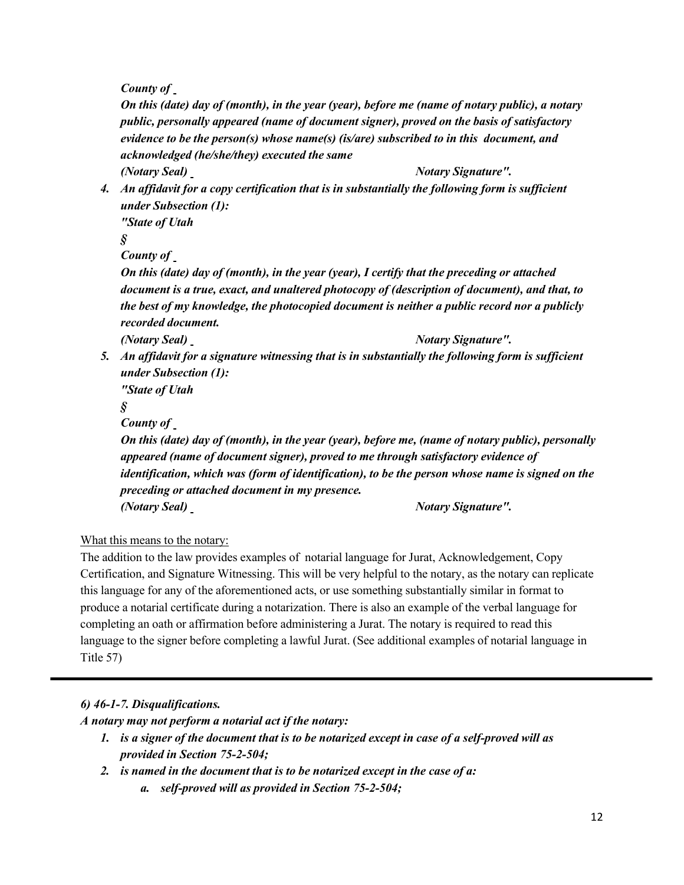*County of*

*On this (date) day of (month), in the year (year), before me (name of notary public), a notary public, personally appeared (name of document signer), proved on the basis of satisfactory evidence to be the person(s) whose name(s) (is/are) subscribed to in this document, and acknowledged (he/she/they) executed the same*

*(Notary Seal)* &nbsp;&nbsp;&nbsp;&nbsp;&nbsp;&nbsp;&nbsp;&nbsp;&nbsp;&nbsp;&nbsp;&nbsp;&nbsp;&nbsp;&nbsp;&nbsp;&nbsp;&nbsp;&nbsp;&nbsp; *Notary Signature".*

4. ***An affidavit for a copy certification that is in substantially the following form is sufficient under Subsection (1):***

   *"State of Utah*

   *§*

   *County of*

   *On this (date) day of (month), in the year (year), I certify that the preceding or attached document is a true, exact, and unaltered photocopy of (description of document), and that, to the best of my knowledge, the photocopied document is neither a public record nor a publicly recorded document.*

   *(Notary Seal)* &nbsp;&nbsp;&nbsp;&nbsp;&nbsp;&nbsp;&nbsp;&nbsp;&nbsp;&nbsp;&nbsp;&nbsp;&nbsp;&nbsp;&nbsp;&nbsp;&nbsp;&nbsp;&nbsp;&nbsp; *Notary Signature".*

5. ***An affidavit for a signature witnessing that is in substantially the following form is sufficient under Subsection (1):***

   *"State of Utah*

   *§*

   *County of*

   *On this (date) day of (month), in the year (year), before me, (name of notary public), personally appeared (name of document signer), proved to me through satisfactory evidence of identification, which was (form of identification), to be the person whose name is signed on the preceding or attached document in my presence.*

   *(Notary Seal)* &nbsp;&nbsp;&nbsp;&nbsp;&nbsp;&nbsp;&nbsp;&nbsp;&nbsp;&nbsp;&nbsp;&nbsp;&nbsp;&nbsp;&nbsp;&nbsp;&nbsp;&nbsp;&nbsp;&nbsp; *Notary Signature".*

<u>What this means to the notary:</u>

The addition to the law provides examples of notarial language for Jurat, Acknowledgement, Copy Certification, and Signature Witnessing. This will be very helpful to the notary, as the notary can replicate this language for any of the aforementioned acts, or use something substantially similar in format to produce a notarial certificate during a notarization. There is also an example of the verbal language for completing an oath or affirmation before administering a Jurat. The notary is required to read this language to the signer before completing a lawful Jurat. (See additional examples of notarial language in Title 57)

---

***6) 46-1-7. Disqualifications.***

***A notary may not perform a notarial act if the notary:***

1. ***is a signer of the document that is to be notarized except in case of a self-proved will as provided in Section 75-2-504;***
2. ***is named in the document that is to be notarized except in the case of a:***
   a. ***self-proved will as provided in Section 75-2-504;***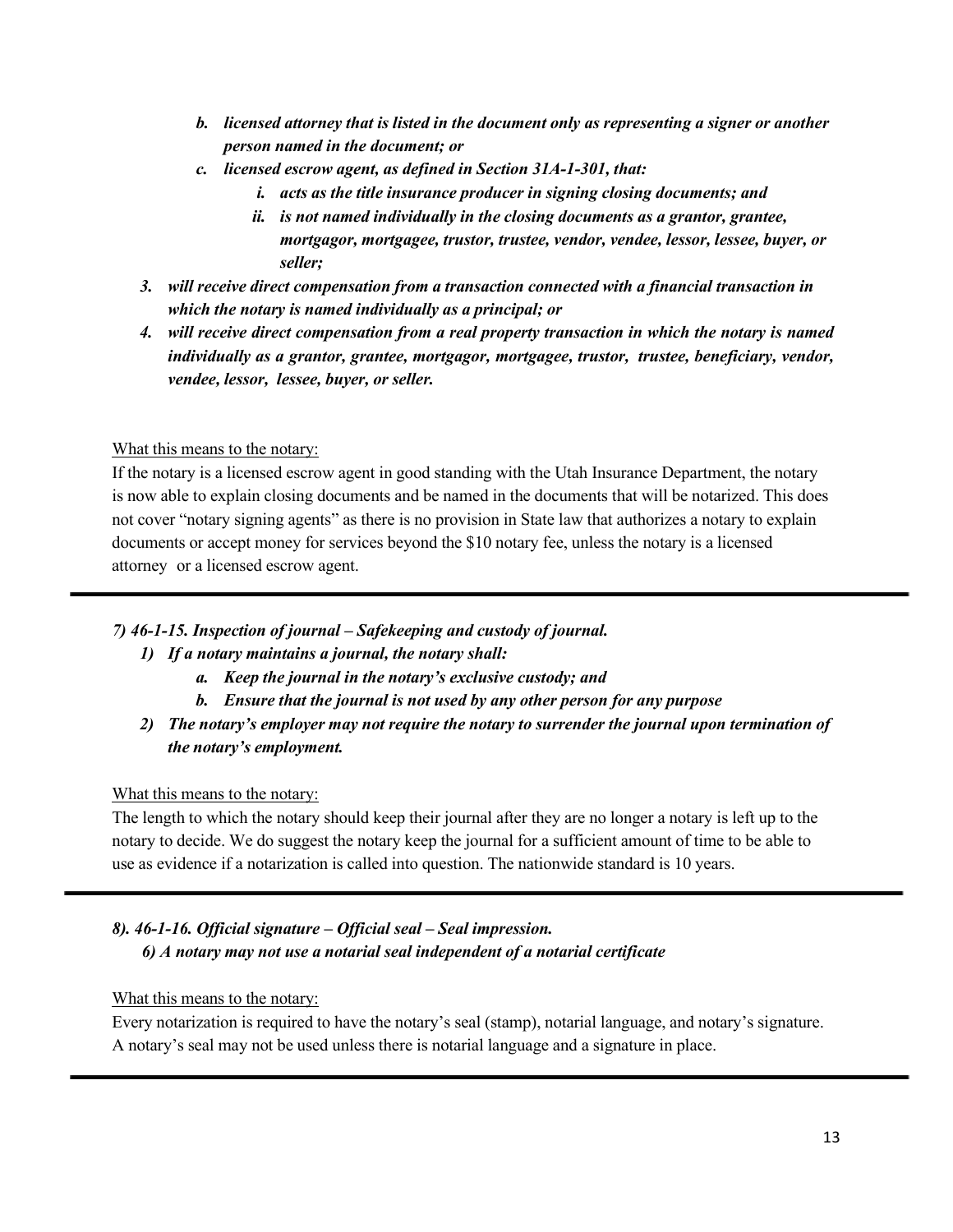- b. ***licensed attorney that is listed in the document only as representing a signer or another person named in the document; or***
   - c. ***licensed escrow agent, as defined in Section 31A-1-301, that:***
     - i. ***acts as the title insurance producer in signing closing documents; and***
     - ii. ***is not named individually in the closing documents as a grantor, grantee, mortgagor, mortgagee, trustor, trustee, vendor, vendee, lessor, lessee, buyer, or seller;***
3. ***will receive direct compensation from a transaction connected with a financial transaction in which the notary is named individually as a principal; or***
4. ***will receive direct compensation from a real property transaction in which the notary is named individually as a grantor, grantee, mortgagor, mortgagee, trustor, trustee, beneficiary, vendor, vendee, lessor, lessee, buyer, or seller.***

What this means to the notary:

If the notary is a licensed escrow agent in good standing with the Utah Insurance Department, the notary is now able to explain closing documents and be named in the documents that will be notarized. This does not cover "notary signing agents" as there is no provision in State law that authorizes a notary to explain documents or accept money for services beyond the $10 notary fee, unless the notary is a licensed attorney or a licensed escrow agent.

---

***7) 46-1-15. Inspection of journal – Safekeeping and custody of journal.***

1) ***If a notary maintains a journal, the notary shall:***
   - a. ***Keep the journal in the notary's exclusive custody; and***
   - b. ***Ensure that the journal is not used by any other person for any purpose***
2) ***The notary's employer may not require the notary to surrender the journal upon termination of the notary's employment.***

What this means to the notary:

The length to which the notary should keep their journal after they are no longer a notary is left up to the notary to decide. We do suggest the notary keep the journal for a sufficient amount of time to be able to use as evidence if a notarization is called into question. The nationwide standard is 10 years.

---

***8). 46-1-16. Official signature – Official seal – Seal impression.***

***6) A notary may not use a notarial seal independent of a notarial certificate***

What this means to the notary:

Every notarization is required to have the notary's seal (stamp), notarial language, and notary's signature. A notary's seal may not be used unless there is notarial language and a signature in place.

---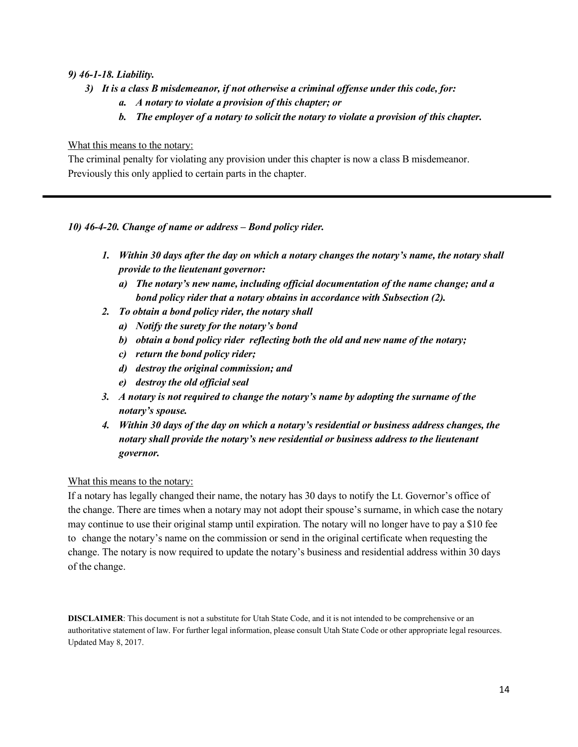***9) 46-1-18. Liability.***

- ***3) It is a class B misdemeanor, if not otherwise a criminal offense under this code, for:***
  - ***a. A notary to violate a provision of this chapter; or***
  - ***b. The employer of a notary to solicit the notary to violate a provision of this chapter.***

What this means to the notary:

The criminal penalty for violating any provision under this chapter is now a class B misdemeanor. Previously this only applied to certain parts in the chapter.

---

***10) 46-4-20. Change of name or address – Bond policy rider.***

1. ***Within 30 days after the day on which a notary changes the notary's name, the notary shall provide to the lieutenant governor:***
   - ***a) The notary's new name, including official documentation of the name change; and a bond policy rider that a notary obtains in accordance with Subsection (2).***
2. ***To obtain a bond policy rider, the notary shall***
   - ***a) Notify the surety for the notary's bond***
   - ***b) obtain a bond policy rider reflecting both the old and new name of the notary;***
   - ***c) return the bond policy rider;***
   - ***d) destroy the original commission; and***
   - ***e) destroy the old official seal***
3. ***A notary is not required to change the notary's name by adopting the surname of the notary's spouse.***
4. ***Within 30 days of the day on which a notary's residential or business address changes, the notary shall provide the notary's new residential or business address to the lieutenant governor.***

What this means to the notary:

If a notary has legally changed their name, the notary has 30 days to notify the Lt. Governor's office of the change. There are times when a notary may not adopt their spouse's surname, in which case the notary may continue to use their original stamp until expiration. The notary will no longer have to pay a $10 fee to change the notary's name on the commission or send in the original certificate when requesting the change. The notary is now required to update the notary's business and residential address within 30 days of the change.

**DISCLAIMER**: This document is not a substitute for Utah State Code, and it is not intended to be comprehensive or an authoritative statement of law. For further legal information, please consult Utah State Code or other appropriate legal resources. Updated May 8, 2017.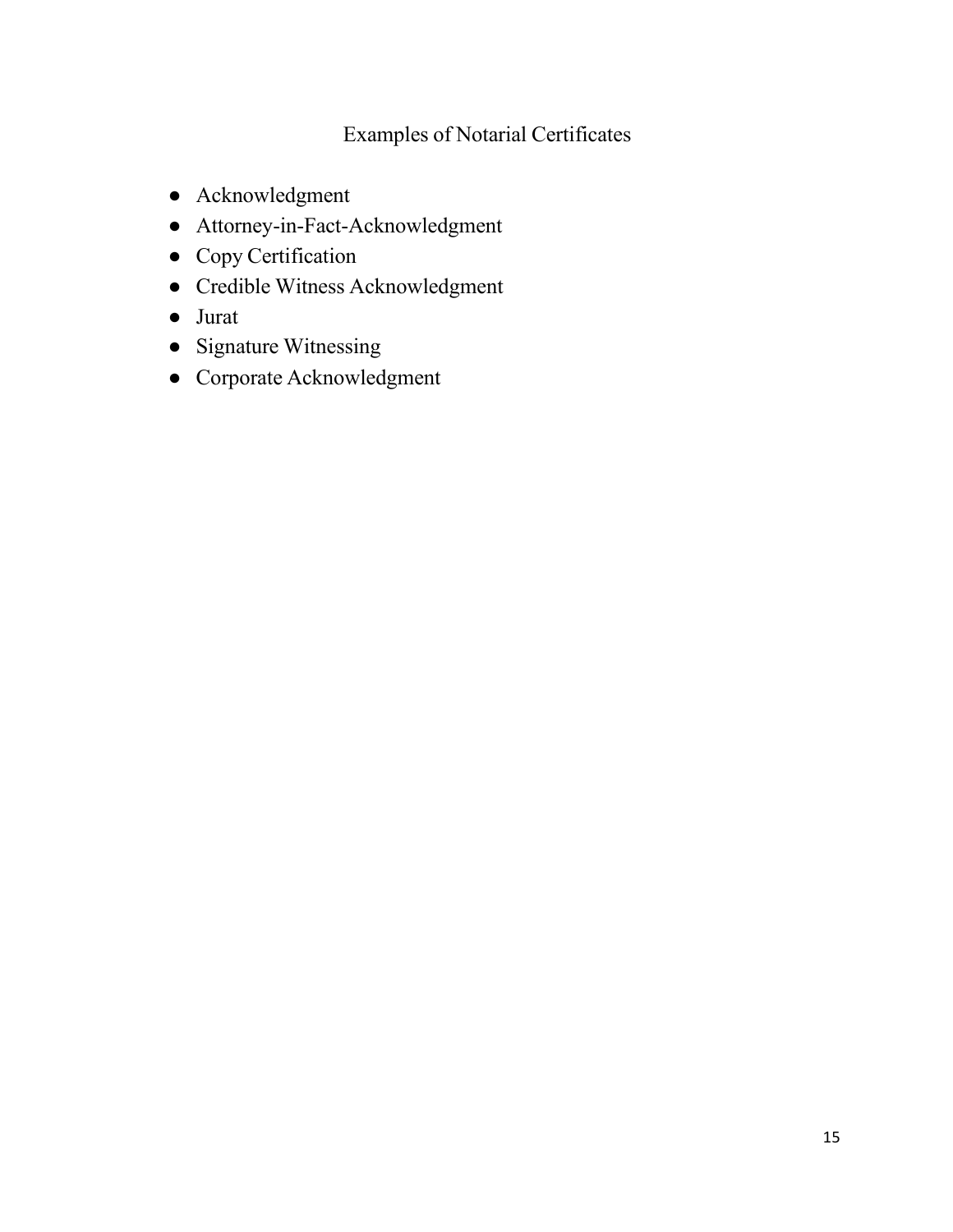## Examples of Notarial Certificates

- Acknowledgment
- Attorney-in-Fact-Acknowledgment
- Copy Certification
- Credible Witness Acknowledgment
- Jurat
- Signature Witnessing
- Corporate Acknowledgment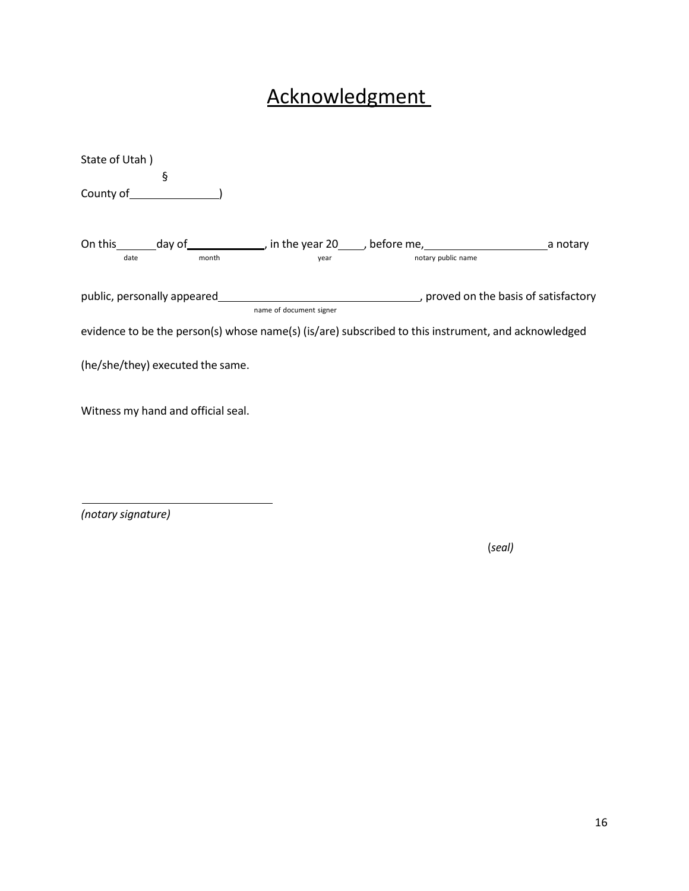# Acknowledgment

State of Utah )

§

County of\_\_\_\_\_\_\_\_\_\_\_\_\_\_)

On this\_\_\_\_\_\_day of\_\_\_\_\_\_\_\_\_\_\_\_, in the year 20\_\_\_\_, before me,\_\_\_\_\_\_\_\_\_\_\_\_\_\_\_\_\_\_\_\_a notary
date month year notary public name

public, personally appeared\_\_\_\_\_\_\_\_\_\_\_\_\_\_\_\_\_\_\_\_\_\_\_\_\_\_\_\_\_\_\_\_, proved on the basis of satisfactory
name of document signer

evidence to be the person(s) whose name(s) (is/are) subscribed to this instrument, and acknowledged

(he/she/they) executed the same.

Witness my hand and official seal.

\_\_\_\_\_\_\_\_\_\_\_\_\_\_\_\_\_\_\_\_\_\_\_\_\_\_\_\_\_\_\_\_

*(notary signature)*

(*seal)*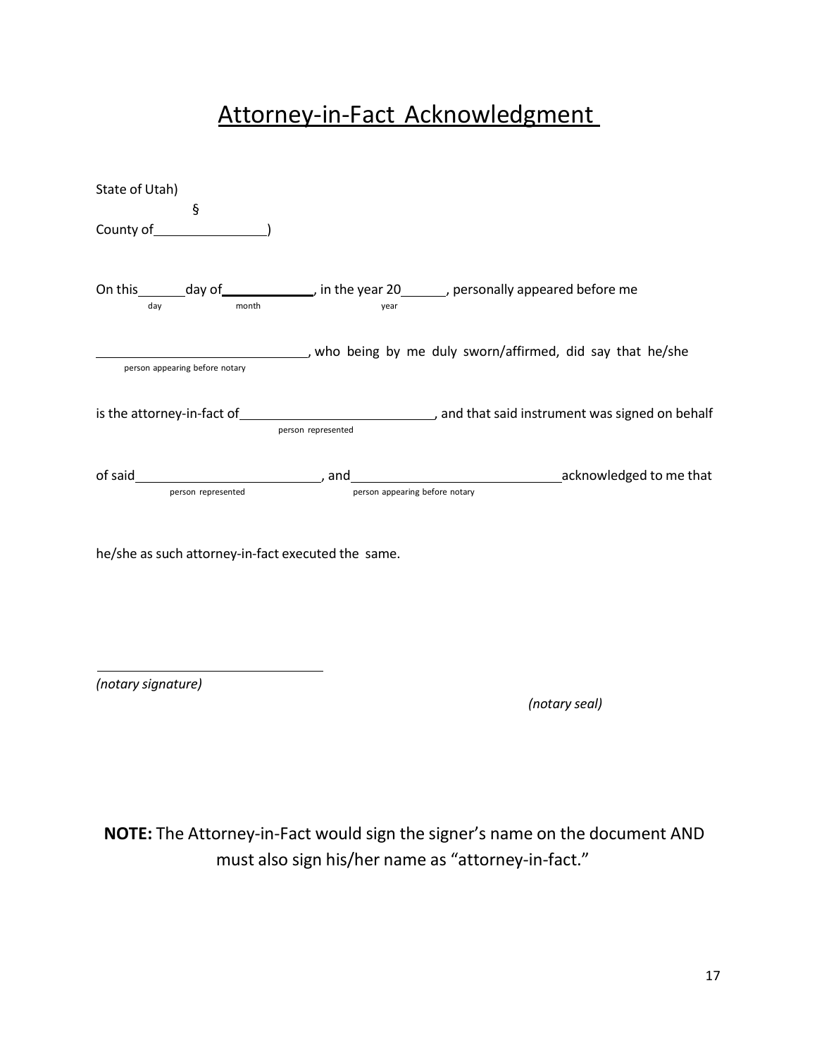# Attorney-in-Fact Acknowledgment

State of Utah)
§
County of\_\_\_\_\_\_\_\_\_\_\_\_\_\_\_)

On this\_\_\_\_\_\_day of\_\_\_\_\_\_\_\_\_\_\_\_, in the year 20\_\_\_\_\_\_, personally appeared before me
(day) (month) (year)

\_\_\_\_\_\_\_\_\_\_\_\_\_\_\_\_\_\_\_\_\_\_\_\_\_\_\_\_\_\_, who being by me duly sworn/affirmed, did say that he/she
(person appearing before notary)

is the attorney-in-fact of\_\_\_\_\_\_\_\_\_\_\_\_\_\_\_\_\_\_\_\_\_\_\_\_\_\_\_, and that said instrument was signed on behalf
(person represented)

of said\_\_\_\_\_\_\_\_\_\_\_\_\_\_\_\_\_\_\_\_\_\_\_\_\_\_, and\_\_\_\_\_\_\_\_\_\_\_\_\_\_\_\_\_\_\_\_\_\_\_\_\_\_\_\_\_\_acknowledged to me that
(person represented) (person appearing before notary)

he/she as such attorney-in-fact executed the same.

\_\_\_\_\_\_\_\_\_\_\_\_\_\_\_\_\_\_\_\_\_\_\_\_\_\_\_\_\_\_\_\_\_\_
*(notary signature)*

*(notary seal)*

**NOTE:** The Attorney-in-Fact would sign the signer's name on the document AND must also sign his/her name as "attorney-in-fact."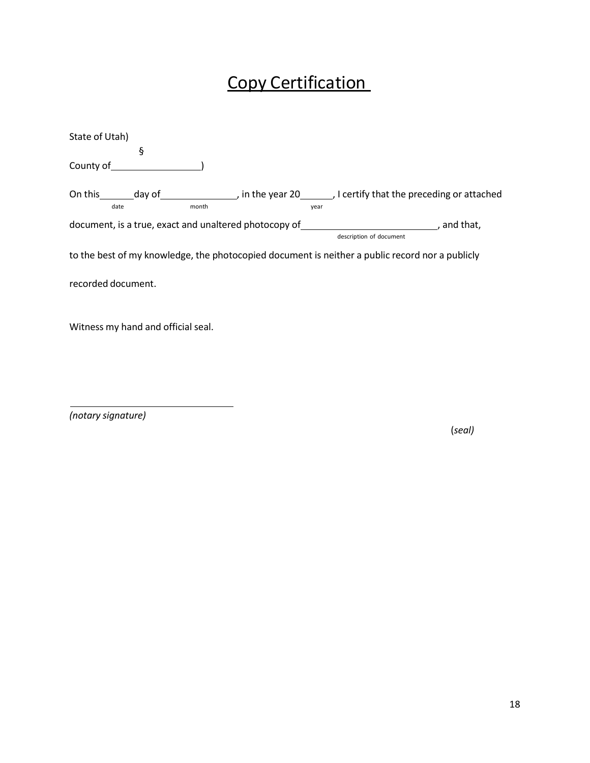# Copy Certification

State of Utah)

§

County of\_\_\_\_\_\_\_\_\_\_\_\_\_\_\_\_\_\_)

On this\_\_\_\_\_\_\_day of\_\_\_\_\_\_\_\_\_\_\_\_\_\_\_\_, in the year 20\_\_\_\_\_\_, I certify that the preceding or attached
date month year

document, is a true, exact and unaltered photocopy of\_\_\_\_\_\_\_\_\_\_\_\_\_\_\_\_\_\_\_\_\_\_\_\_\_\_\_\_, and that,
description of document

to the best of my knowledge, the photocopied document is neither a public record nor a publicly recorded document.

Witness my hand and official seal.

\_\_\_\_\_\_\_\_\_\_\_\_\_\_\_\_\_\_\_\_\_\_\_\_\_\_\_\_\_\_\_\_\_\_

*(notary signature)*

(*seal)*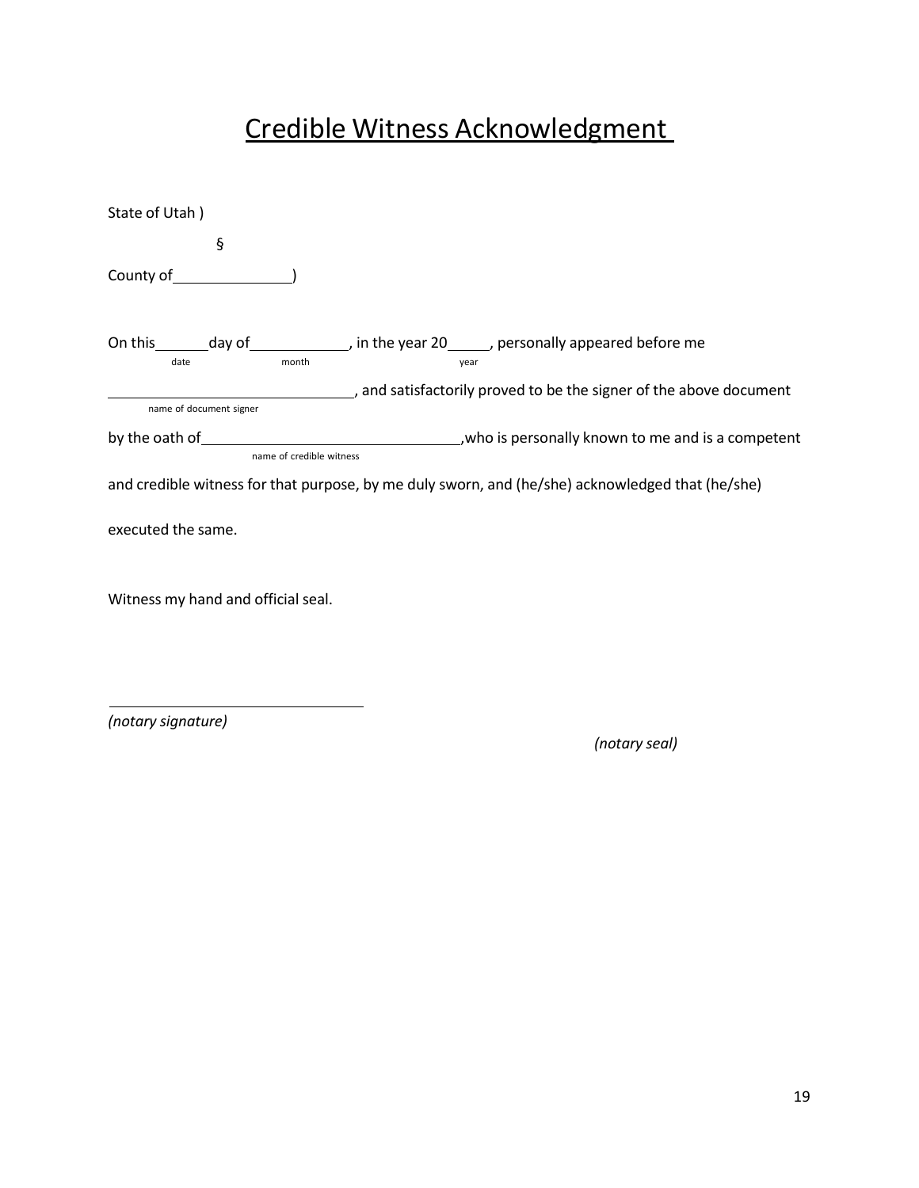# Credible Witness Acknowledgment

State of Utah )

§

County of\_\_\_\_\_\_\_\_\_\_\_\_\_\_)

On this\_\_\_\_\_\_day of\_\_\_\_\_\_\_\_\_\_\_\_, in the year 20\_\_\_\_\_, personally appeared before me
date month year

\_\_\_\_\_\_\_\_\_\_\_\_\_\_\_\_\_\_\_\_\_\_\_\_\_\_\_\_\_\_\_\_, and satisfactorily proved to be the signer of the above document
name of document signer

by the oath of\_\_\_\_\_\_\_\_\_\_\_\_\_\_\_\_\_\_\_\_\_\_\_\_\_\_\_\_\_\_\_\_,who is personally known to me and is a competent
name of credible witness

and credible witness for that purpose, by me duly sworn, and (he/she) acknowledged that (he/she)

executed the same.

Witness my hand and official seal.

\_\_\_\_\_\_\_\_\_\_\_\_\_\_\_\_\_\_\_\_\_\_\_\_\_\_\_\_\_\_\_\_

*(notary signature)*

*(notary seal)*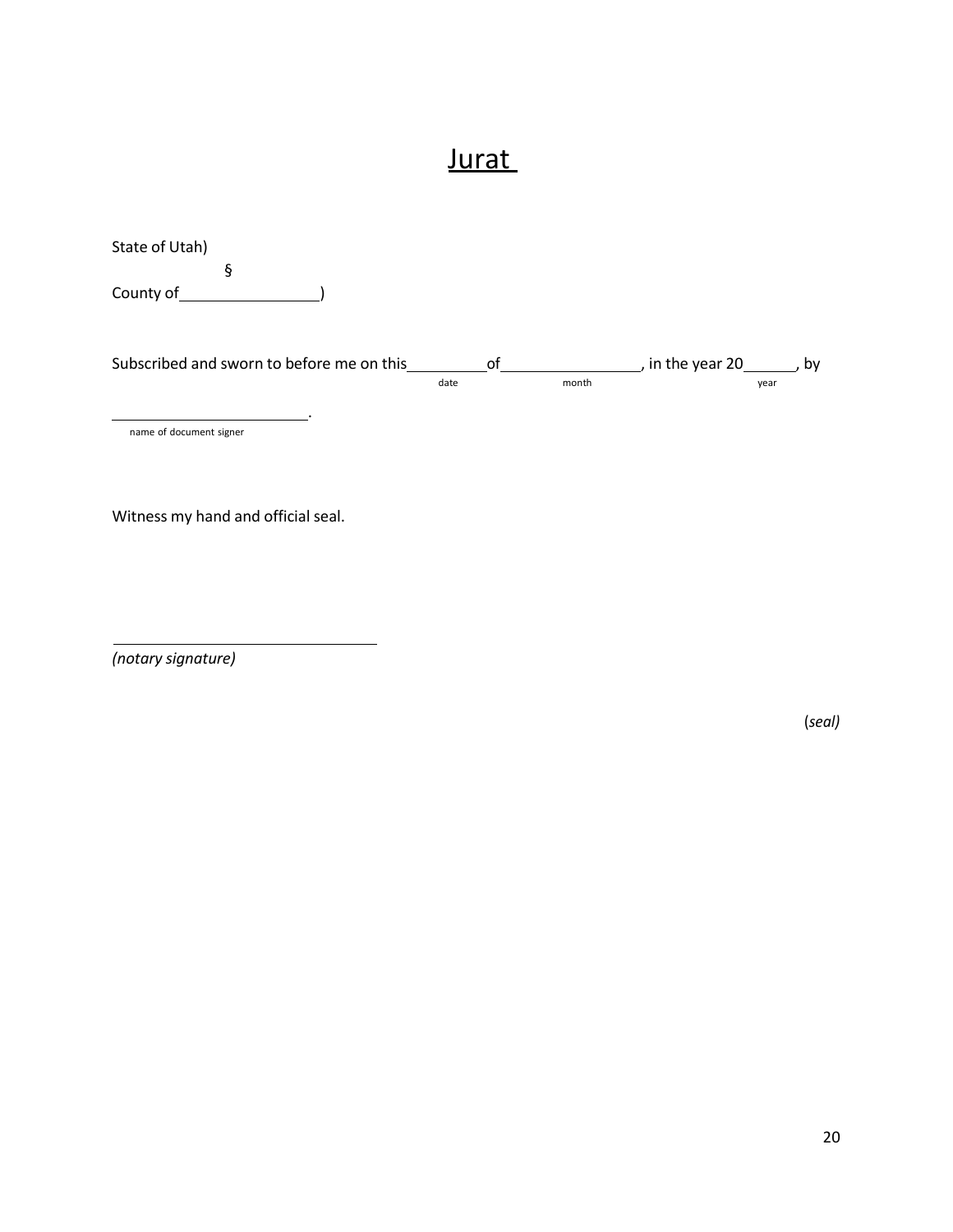# Jurat

State of Utah)

§

County of________________)

Subscribed and sworn to before me on this__________of________________, in the year 20______, by
date month year

________________________.
name of document signer

Witness my hand and official seal.

________________________________
*(notary signature)*

(*seal)*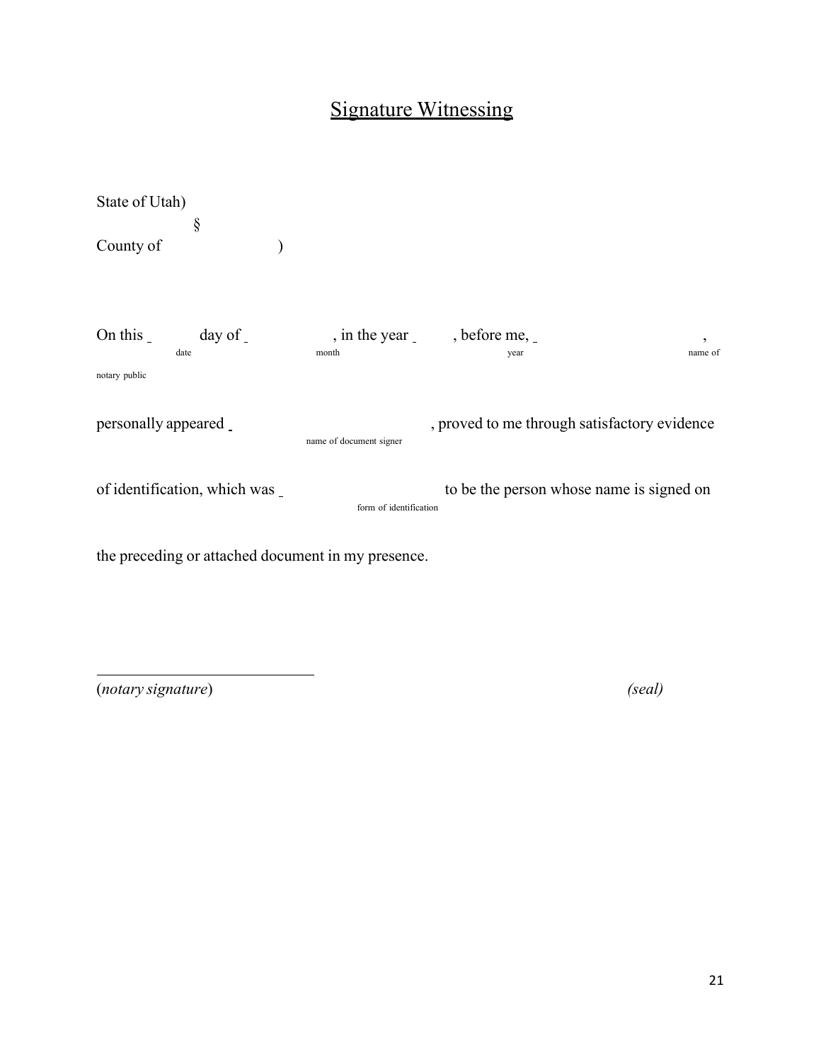# Signature Witnessing

State of Utah)

§

County of )

On this \_ day of \_ , in the year \_ , before me, \_ ,
date month year name of notary public

personally appeared \_ , proved to me through satisfactory evidence
name of document signer

of identification, which was \_ to be the person whose name is signed on
form of identification

the preceding or attached document in my presence.

\_\_\_\_\_\_\_\_\_\_\_\_\_\_\_\_\_\_\_\_\_\_\_\_\_\_\_\_\_\_

(*notary signature*) *(seal)*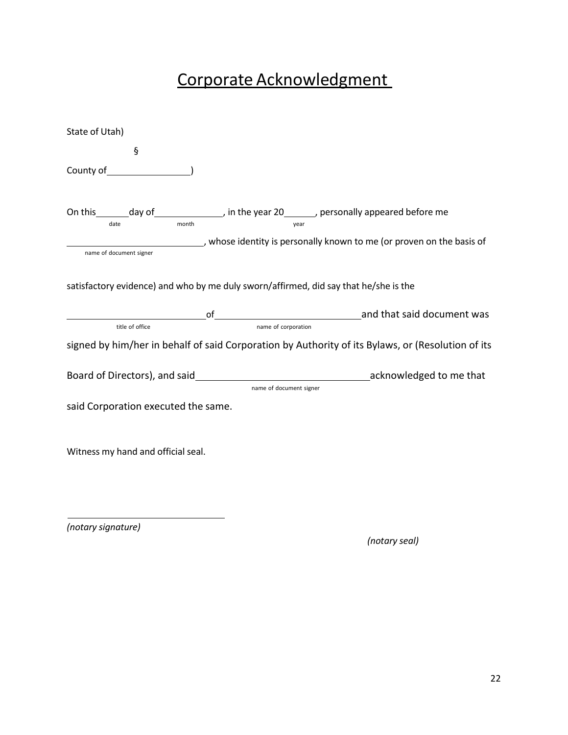# Corporate Acknowledgment

State of Utah)

§

County of\_\_\_\_\_\_\_\_\_\_\_\_\_\_\_\_)

On this\_\_\_\_\_\_day of\_\_\_\_\_\_\_\_\_\_\_\_, in the year 20\_\_\_\_\_, personally appeared before me
(date) (month) (year)

\_\_\_\_\_\_\_\_\_\_\_\_\_\_\_\_\_\_\_\_\_\_\_\_\_\_, whose identity is personally known to me (or proven on the basis of
(name of document signer)

satisfactory evidence) and who by me duly sworn/affirmed, did say that he/she is the

\_\_\_\_\_\_\_\_\_\_\_\_\_\_\_\_\_\_\_\_\_\_\_\_\_\_of\_\_\_\_\_\_\_\_\_\_\_\_\_\_\_\_\_\_\_\_\_\_\_\_\_\_\_and that said document was
(title of office) (name of corporation)

signed by him/her in behalf of said Corporation by Authority of its Bylaws, or (Resolution of its

Board of Directors), and said\_\_\_\_\_\_\_\_\_\_\_\_\_\_\_\_\_\_\_\_\_\_\_\_\_\_\_\_\_\_acknowledged to me that
(name of document signer)

said Corporation executed the same.

Witness my hand and official seal.

\_\_\_\_\_\_\_\_\_\_\_\_\_\_\_\_\_\_\_\_\_\_\_\_\_\_\_\_\_\_
*(notary signature)*

*(notary seal)*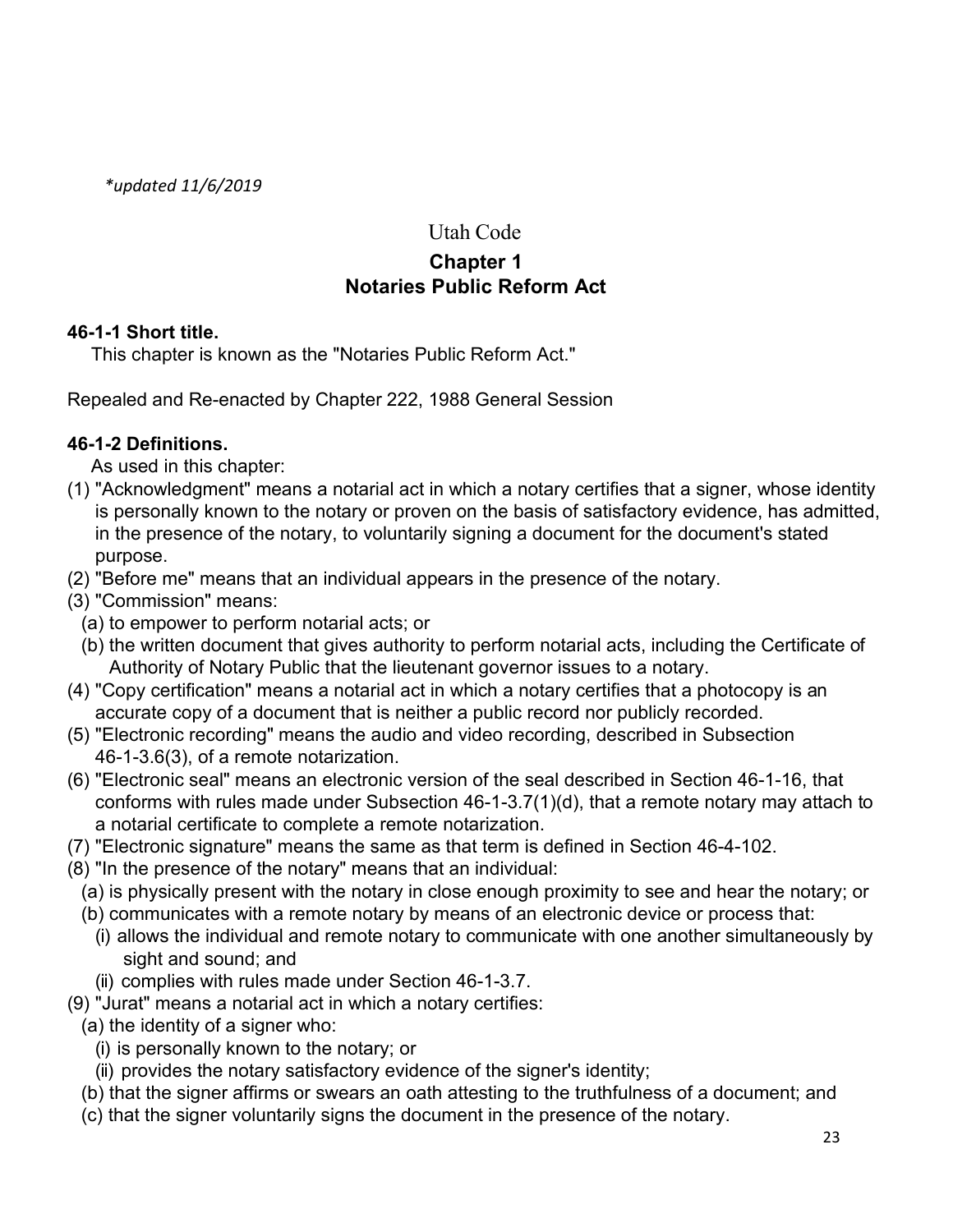*\*updated 11/6/2019*

# Utah Code

## Chapter 1
## Notaries Public Reform Act

### 46-1-1 Short title.

This chapter is known as the "Notaries Public Reform Act."

Repealed and Re-enacted by Chapter 222, 1988 General Session

### 46-1-2 Definitions.

As used in this chapter:

(1) "Acknowledgment" means a notarial act in which a notary certifies that a signer, whose identity is personally known to the notary or proven on the basis of satisfactory evidence, has admitted, in the presence of the notary, to voluntarily signing a document for the document's stated purpose.

(2) "Before me" means that an individual appears in the presence of the notary.

(3) "Commission" means:
- (a) to empower to perform notarial acts; or
- (b) the written document that gives authority to perform notarial acts, including the Certificate of Authority of Notary Public that the lieutenant governor issues to a notary.

(4) "Copy certification" means a notarial act in which a notary certifies that a photocopy is an accurate copy of a document that is neither a public record nor publicly recorded.

(5) "Electronic recording" means the audio and video recording, described in Subsection 46-1-3.6(3), of a remote notarization.

(6) "Electronic seal" means an electronic version of the seal described in Section 46-1-16, that conforms with rules made under Subsection 46-1-3.7(1)(d), that a remote notary may attach to a notarial certificate to complete a remote notarization.

(7) "Electronic signature" means the same as that term is defined in Section 46-4-102.

(8) "In the presence of the notary" means that an individual:
- (a) is physically present with the notary in close enough proximity to see and hear the notary; or
- (b) communicates with a remote notary by means of an electronic device or process that:
  - (i) allows the individual and remote notary to communicate with one another simultaneously by sight and sound; and
  - (ii) complies with rules made under Section 46-1-3.7.

(9) "Jurat" means a notarial act in which a notary certifies:
- (a) the identity of a signer who:
  - (i) is personally known to the notary; or
  - (ii) provides the notary satisfactory evidence of the signer's identity;
- (b) that the signer affirms or swears an oath attesting to the truthfulness of a document; and
- (c) that the signer voluntarily signs the document in the presence of the notary.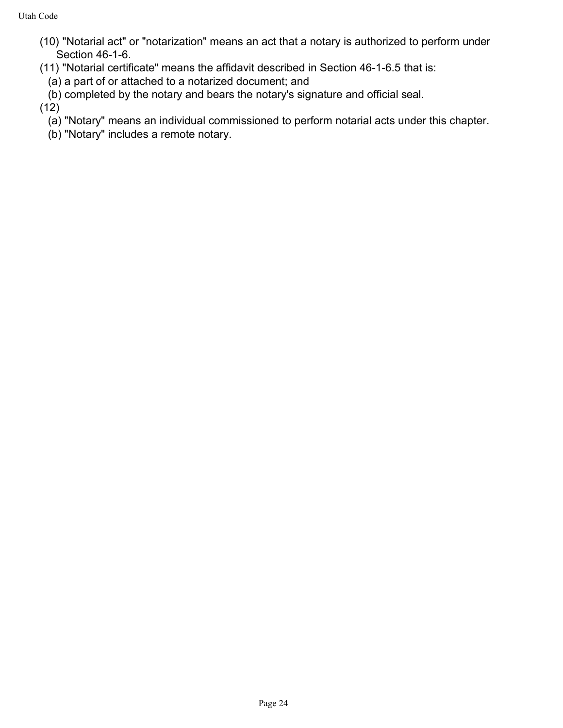(10) "Notarial act" or "notarization" means an act that a notary is authorized to perform under Section 46-1-6.

(11) "Notarial certificate" means the affidavit described in Section 46-1-6.5 that is:

(a) a part of or attached to a notarized document; and

(b) completed by the notary and bears the notary's signature and official seal.

(12)

(a) "Notary" means an individual commissioned to perform notarial acts under this chapter.

(b) "Notary" includes a remote notary.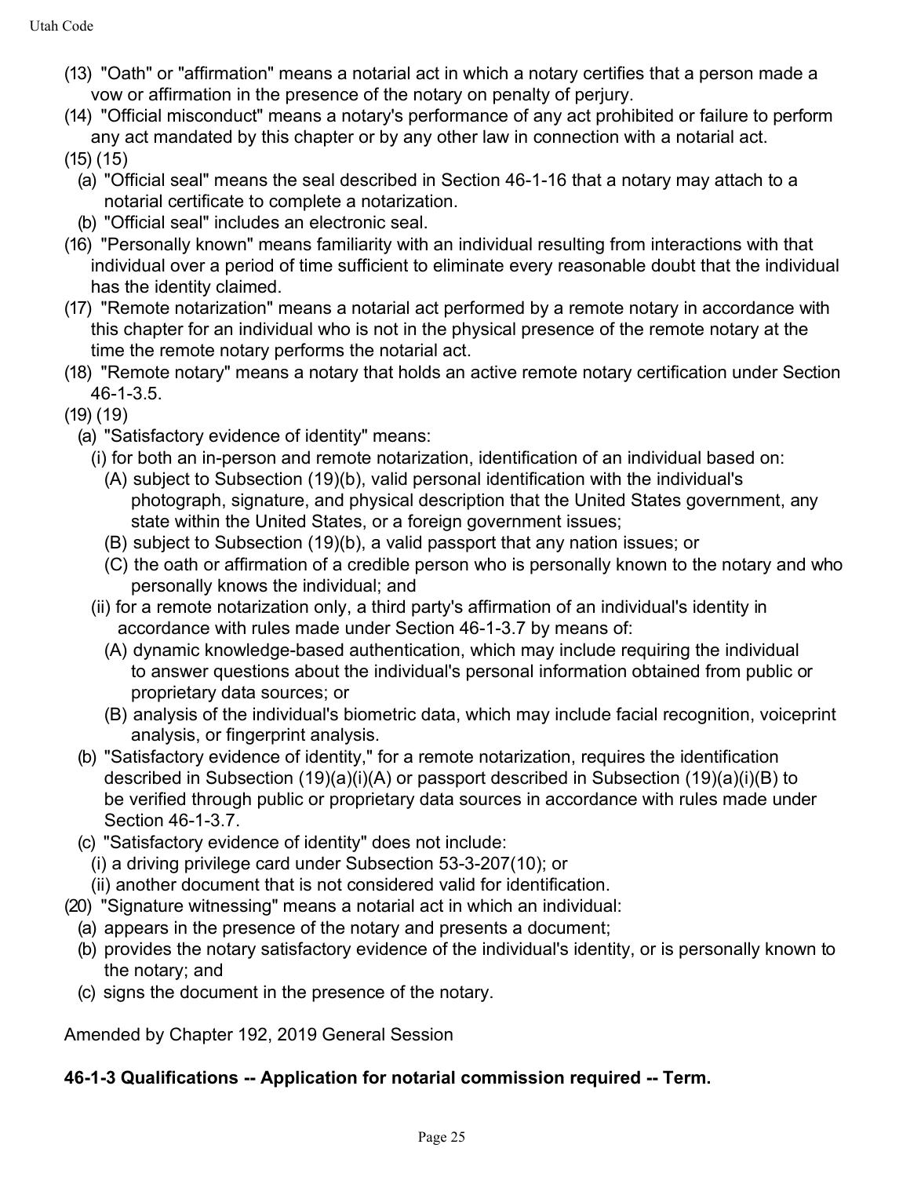(13) "Oath" or "affirmation" means a notarial act in which a notary certifies that a person made a vow or affirmation in the presence of the notary on penalty of perjury.

(14) "Official misconduct" means a notary's performance of any act prohibited or failure to perform any act mandated by this chapter or by any other law in connection with a notarial act.

(15) (15)

(a) "Official seal" means the seal described in Section 46-1-16 that a notary may attach to a notarial certificate to complete a notarization.

(b) "Official seal" includes an electronic seal.

(16) "Personally known" means familiarity with an individual resulting from interactions with that individual over a period of time sufficient to eliminate every reasonable doubt that the individual has the identity claimed.

(17) "Remote notarization" means a notarial act performed by a remote notary in accordance with this chapter for an individual who is not in the physical presence of the remote notary at the time the remote notary performs the notarial act.

(18) "Remote notary" means a notary that holds an active remote notary certification under Section 46-1-3.5.

(19) (19)

(a) "Satisfactory evidence of identity" means:

(i) for both an in-person and remote notarization, identification of an individual based on:

(A) subject to Subsection (19)(b), valid personal identification with the individual's photograph, signature, and physical description that the United States government, any state within the United States, or a foreign government issues;

(B) subject to Subsection (19)(b), a valid passport that any nation issues; or

(C) the oath or affirmation of a credible person who is personally known to the notary and who personally knows the individual; and

(ii) for a remote notarization only, a third party's affirmation of an individual's identity in accordance with rules made under Section 46-1-3.7 by means of:

(A) dynamic knowledge-based authentication, which may include requiring the individual to answer questions about the individual's personal information obtained from public or proprietary data sources; or

(B) analysis of the individual's biometric data, which may include facial recognition, voiceprint analysis, or fingerprint analysis.

(b) "Satisfactory evidence of identity," for a remote notarization, requires the identification described in Subsection (19)(a)(i)(A) or passport described in Subsection (19)(a)(i)(B) to be verified through public or proprietary data sources in accordance with rules made under Section 46-1-3.7.

(c) "Satisfactory evidence of identity" does not include:

(i) a driving privilege card under Subsection 53-3-207(10); or

(ii) another document that is not considered valid for identification.

(20) "Signature witnessing" means a notarial act in which an individual:

(a) appears in the presence of the notary and presents a document;

(b) provides the notary satisfactory evidence of the individual's identity, or is personally known to the notary; and

(c) signs the document in the presence of the notary.

Amended by Chapter 192, 2019 General Session

**46-1-3 Qualifications -- Application for notarial commission required -- Term.**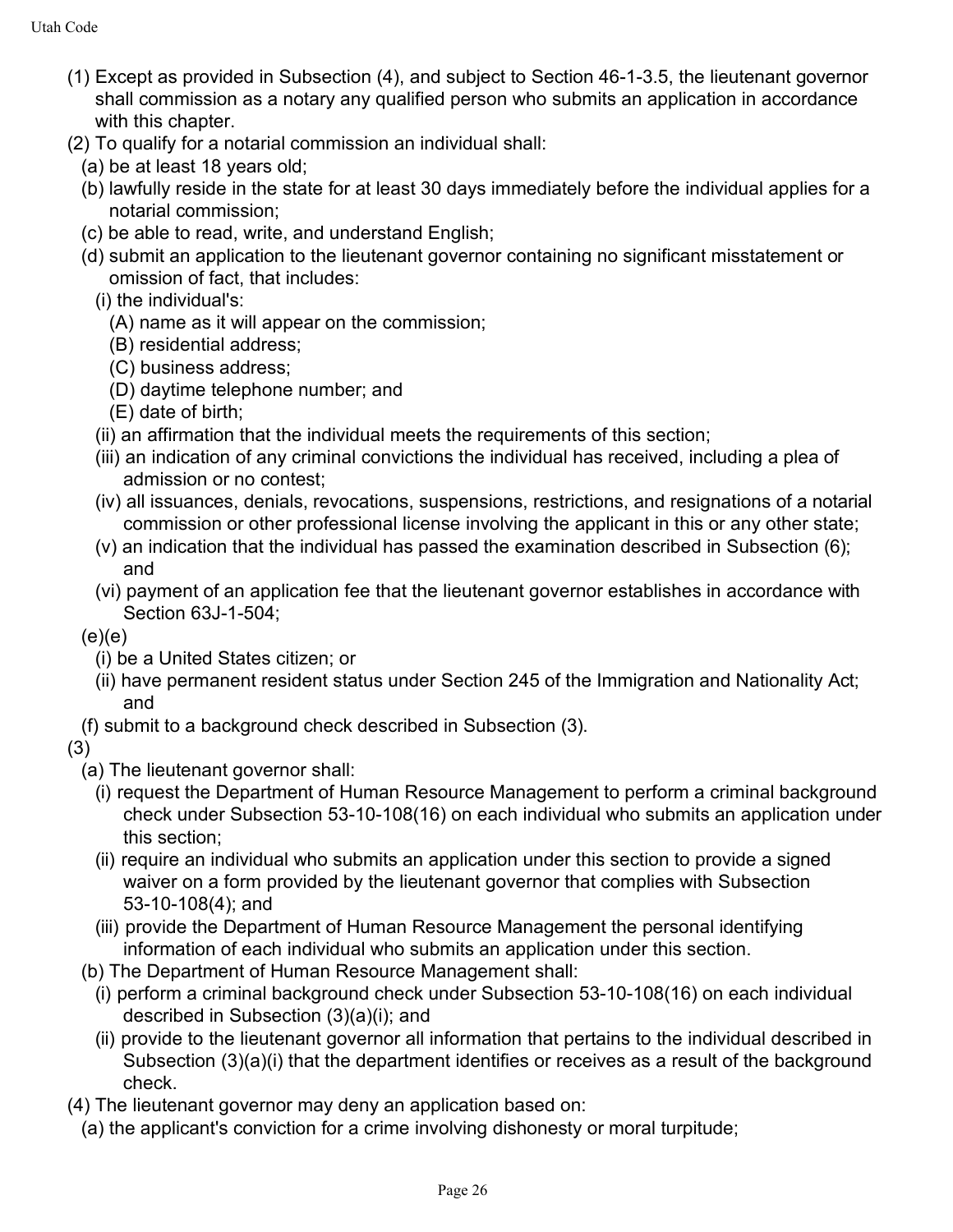(1) Except as provided in Subsection (4), and subject to Section 46-1-3.5, the lieutenant governor shall commission as a notary any qualified person who submits an application in accordance with this chapter.

(2) To qualify for a notarial commission an individual shall:

(a) be at least 18 years old;

(b) lawfully reside in the state for at least 30 days immediately before the individual applies for a notarial commission;

(c) be able to read, write, and understand English;

(d) submit an application to the lieutenant governor containing no significant misstatement or omission of fact, that includes:

(i) the individual's:

(A) name as it will appear on the commission;

(B) residential address;

(C) business address;

(D) daytime telephone number; and

(E) date of birth;

(ii) an affirmation that the individual meets the requirements of this section;

(iii) an indication of any criminal convictions the individual has received, including a plea of admission or no contest;

(iv) all issuances, denials, revocations, suspensions, restrictions, and resignations of a notarial commission or other professional license involving the applicant in this or any other state;

(v) an indication that the individual has passed the examination described in Subsection (6); and

(vi) payment of an application fee that the lieutenant governor establishes in accordance with Section 63J-1-504;

(e)(e)

(i) be a United States citizen; or

(ii) have permanent resident status under Section 245 of the Immigration and Nationality Act; and

(f) submit to a background check described in Subsection (3).

(3)

(a) The lieutenant governor shall:

(i) request the Department of Human Resource Management to perform a criminal background check under Subsection 53-10-108(16) on each individual who submits an application under this section;

(ii) require an individual who submits an application under this section to provide a signed waiver on a form provided by the lieutenant governor that complies with Subsection 53-10-108(4); and

(iii) provide the Department of Human Resource Management the personal identifying information of each individual who submits an application under this section.

(b) The Department of Human Resource Management shall:

(i) perform a criminal background check under Subsection 53-10-108(16) on each individual described in Subsection (3)(a)(i); and

(ii) provide to the lieutenant governor all information that pertains to the individual described in Subsection (3)(a)(i) that the department identifies or receives as a result of the background check.

(4) The lieutenant governor may deny an application based on:

(a) the applicant's conviction for a crime involving dishonesty or moral turpitude;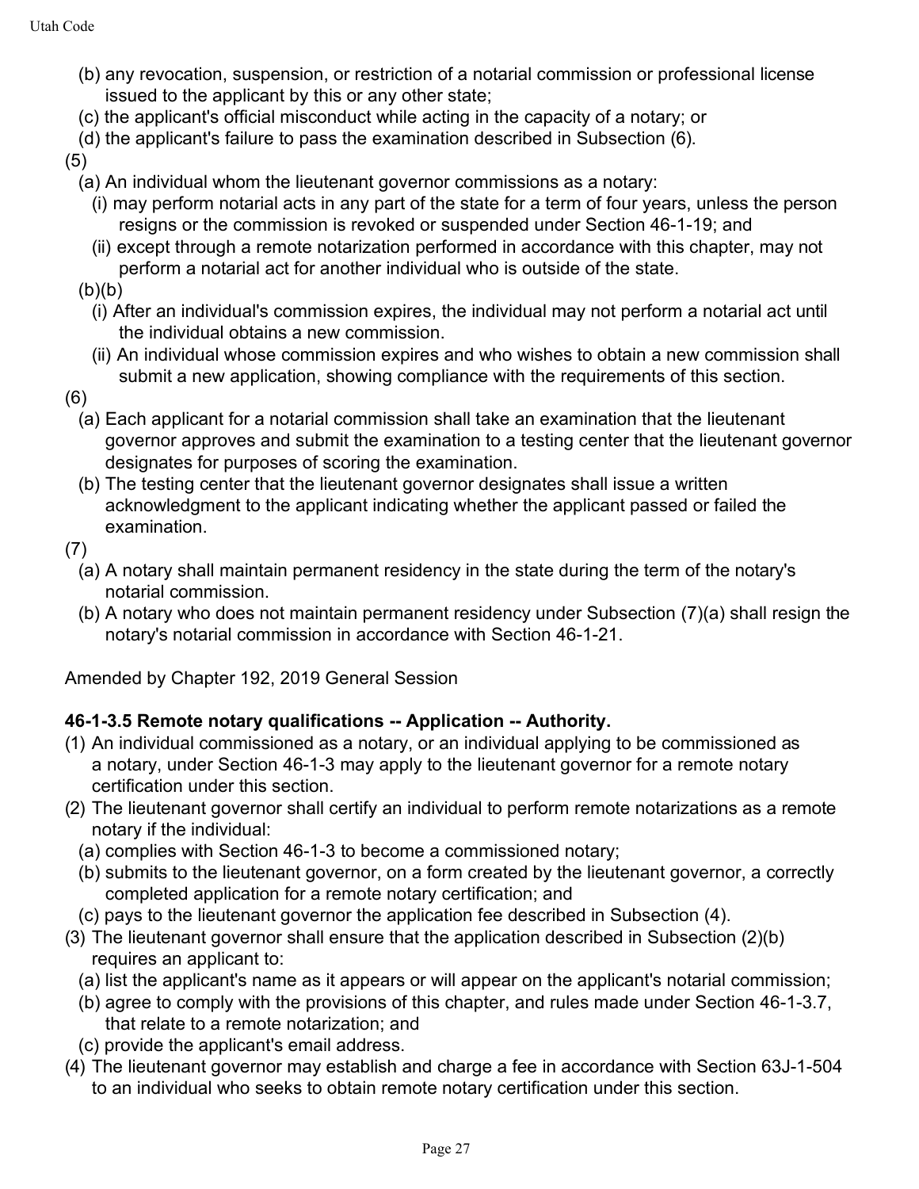(b) any revocation, suspension, or restriction of a notarial commission or professional license issued to the applicant by this or any other state;

(c) the applicant's official misconduct while acting in the capacity of a notary; or

(d) the applicant's failure to pass the examination described in Subsection (6).

(5)

(a) An individual whom the lieutenant governor commissions as a notary:

(i) may perform notarial acts in any part of the state for a term of four years, unless the person resigns or the commission is revoked or suspended under Section 46-1-19; and

(ii) except through a remote notarization performed in accordance with this chapter, may not perform a notarial act for another individual who is outside of the state.

(b)(b)

(i) After an individual's commission expires, the individual may not perform a notarial act until the individual obtains a new commission.

(ii) An individual whose commission expires and who wishes to obtain a new commission shall submit a new application, showing compliance with the requirements of this section.

(6)

(a) Each applicant for a notarial commission shall take an examination that the lieutenant governor approves and submit the examination to a testing center that the lieutenant governor designates for purposes of scoring the examination.

(b) The testing center that the lieutenant governor designates shall issue a written acknowledgment to the applicant indicating whether the applicant passed or failed the examination.

(7)

(a) A notary shall maintain permanent residency in the state during the term of the notary's notarial commission.

(b) A notary who does not maintain permanent residency under Subsection (7)(a) shall resign the notary's notarial commission in accordance with Section 46-1-21.

Amended by Chapter 192, 2019 General Session

**46-1-3.5 Remote notary qualifications -- Application -- Authority.**

(1) An individual commissioned as a notary, or an individual applying to be commissioned as a notary, under Section 46-1-3 may apply to the lieutenant governor for a remote notary certification under this section.

(2) The lieutenant governor shall certify an individual to perform remote notarizations as a remote notary if the individual:

(a) complies with Section 46-1-3 to become a commissioned notary;

(b) submits to the lieutenant governor, on a form created by the lieutenant governor, a correctly completed application for a remote notary certification; and

(c) pays to the lieutenant governor the application fee described in Subsection (4).

(3) The lieutenant governor shall ensure that the application described in Subsection (2)(b) requires an applicant to:

(a) list the applicant's name as it appears or will appear on the applicant's notarial commission;

(b) agree to comply with the provisions of this chapter, and rules made under Section 46-1-3.7, that relate to a remote notarization; and

(c) provide the applicant's email address.

(4) The lieutenant governor may establish and charge a fee in accordance with Section 63J-1-504 to an individual who seeks to obtain remote notary certification under this section.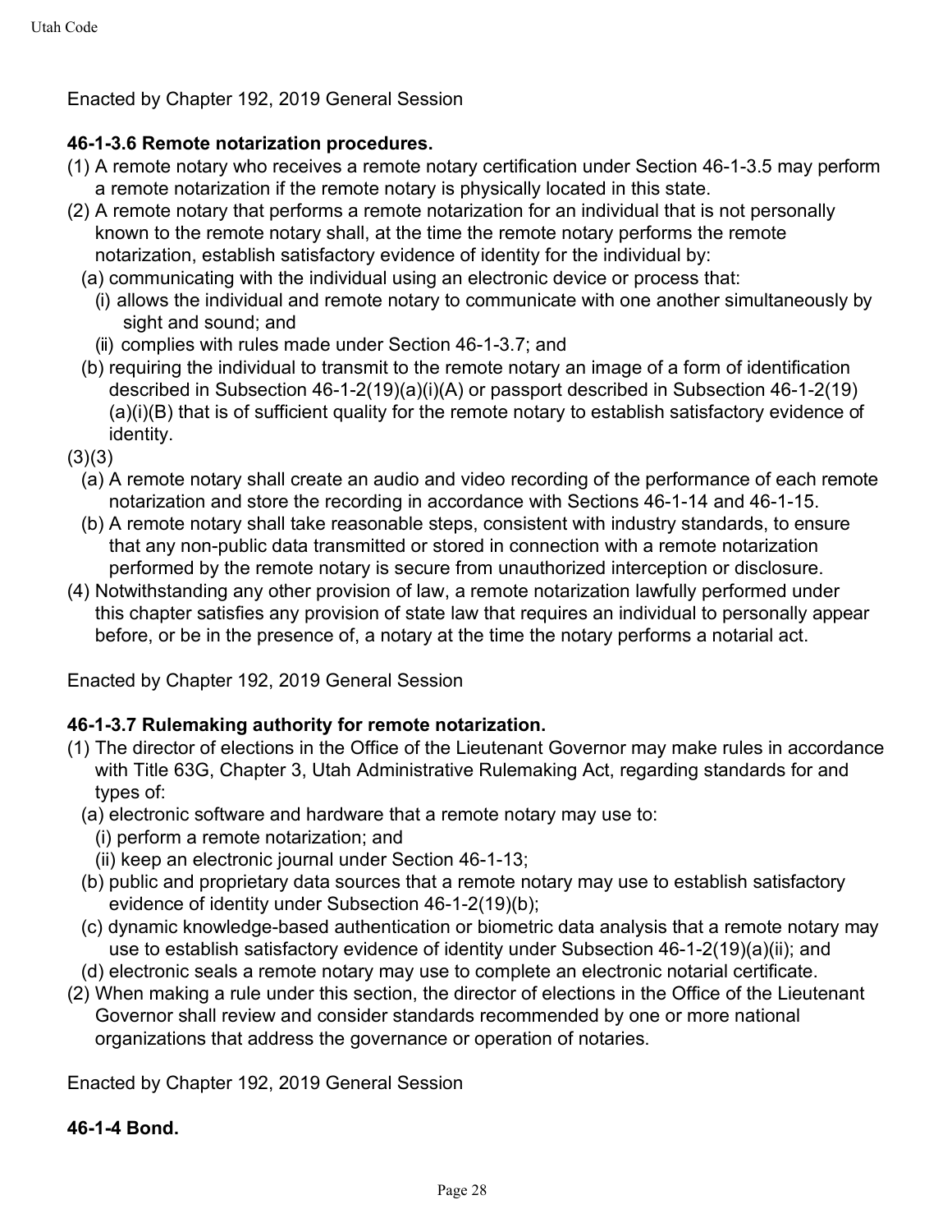Enacted by Chapter 192, 2019 General Session

**46-1-3.6 Remote notarization procedures.**

(1) A remote notary who receives a remote notary certification under Section 46-1-3.5 may perform a remote notarization if the remote notary is physically located in this state.

(2) A remote notary that performs a remote notarization for an individual that is not personally known to the remote notary shall, at the time the remote notary performs the remote notarization, establish satisfactory evidence of identity for the individual by:

  (a) communicating with the individual using an electronic device or process that:

    (i) allows the individual and remote notary to communicate with one another simultaneously by sight and sound; and

    (ii) complies with rules made under Section 46-1-3.7; and

  (b) requiring the individual to transmit to the remote notary an image of a form of identification described in Subsection 46-1-2(19)(a)(i)(A) or passport described in Subsection 46-1-2(19)(a)(i)(B) that is of sufficient quality for the remote notary to establish satisfactory evidence of identity.

(3)(3)

  (a) A remote notary shall create an audio and video recording of the performance of each remote notarization and store the recording in accordance with Sections 46-1-14 and 46-1-15.

  (b) A remote notary shall take reasonable steps, consistent with industry standards, to ensure that any non-public data transmitted or stored in connection with a remote notarization performed by the remote notary is secure from unauthorized interception or disclosure.

(4) Notwithstanding any other provision of law, a remote notarization lawfully performed under this chapter satisfies any provision of state law that requires an individual to personally appear before, or be in the presence of, a notary at the time the notary performs a notarial act.

Enacted by Chapter 192, 2019 General Session

**46-1-3.7 Rulemaking authority for remote notarization.**

(1) The director of elections in the Office of the Lieutenant Governor may make rules in accordance with Title 63G, Chapter 3, Utah Administrative Rulemaking Act, regarding standards for and types of:

  (a) electronic software and hardware that a remote notary may use to:

    (i) perform a remote notarization; and

    (ii) keep an electronic journal under Section 46-1-13;

  (b) public and proprietary data sources that a remote notary may use to establish satisfactory evidence of identity under Subsection 46-1-2(19)(b);

  (c) dynamic knowledge-based authentication or biometric data analysis that a remote notary may use to establish satisfactory evidence of identity under Subsection 46-1-2(19)(a)(ii); and

  (d) electronic seals a remote notary may use to complete an electronic notarial certificate.

(2) When making a rule under this section, the director of elections in the Office of the Lieutenant Governor shall review and consider standards recommended by one or more national organizations that address the governance or operation of notaries.

Enacted by Chapter 192, 2019 General Session

**46-1-4 Bond.**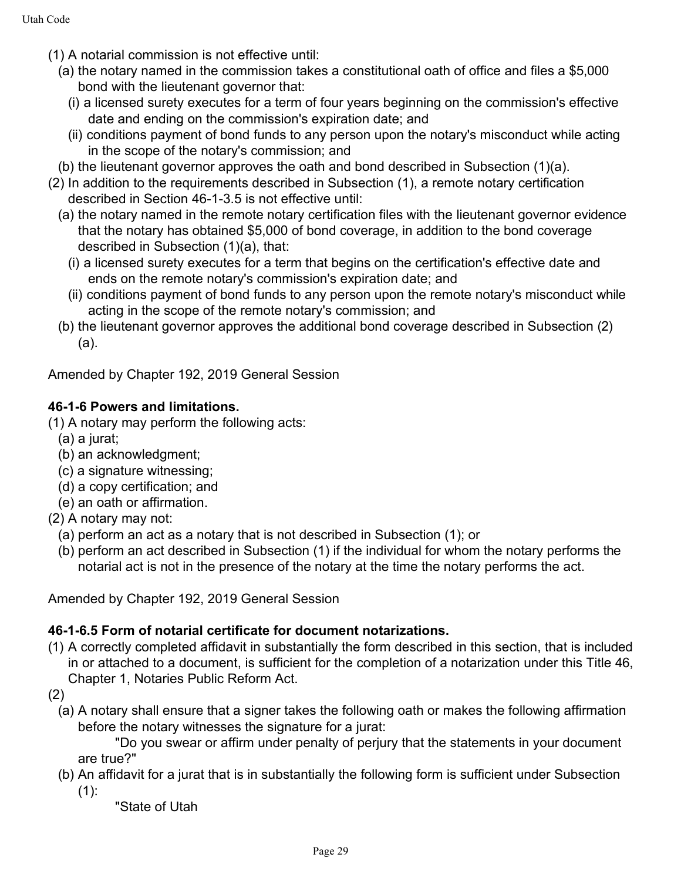(1) A notarial commission is not effective until:

  (a) the notary named in the commission takes a constitutional oath of office and files a $5,000 bond with the lieutenant governor that:

    (i) a licensed surety executes for a term of four years beginning on the commission's effective date and ending on the commission's expiration date; and

    (ii) conditions payment of bond funds to any person upon the notary's misconduct while acting in the scope of the notary's commission; and

  (b) the lieutenant governor approves the oath and bond described in Subsection (1)(a).

(2) In addition to the requirements described in Subsection (1), a remote notary certification described in Section 46-1-3.5 is not effective until:

  (a) the notary named in the remote notary certification files with the lieutenant governor evidence that the notary has obtained $5,000 of bond coverage, in addition to the bond coverage described in Subsection (1)(a), that:

    (i) a licensed surety executes for a term that begins on the certification's effective date and ends on the remote notary's commission's expiration date; and

    (ii) conditions payment of bond funds to any person upon the remote notary's misconduct while acting in the scope of the remote notary's commission; and

  (b) the lieutenant governor approves the additional bond coverage described in Subsection (2)(a).

Amended by Chapter 192, 2019 General Session

**46-1-6 Powers and limitations.**

(1) A notary may perform the following acts:

  (a) a jurat;

  (b) an acknowledgment;

  (c) a signature witnessing;

  (d) a copy certification; and

  (e) an oath or affirmation.

(2) A notary may not:

  (a) perform an act as a notary that is not described in Subsection (1); or

  (b) perform an act described in Subsection (1) if the individual for whom the notary performs the notarial act is not in the presence of the notary at the time the notary performs the act.

Amended by Chapter 192, 2019 General Session

**46-1-6.5 Form of notarial certificate for document notarizations.**

(1) A correctly completed affidavit in substantially the form described in this section, that is included in or attached to a document, is sufficient for the completion of a notarization under this Title 46, Chapter 1, Notaries Public Reform Act.

(2)

  (a) A notary shall ensure that a signer takes the following oath or makes the following affirmation before the notary witnesses the signature for a jurat:

    "Do you swear or affirm under penalty of perjury that the statements in your document are true?"

  (b) An affidavit for a jurat that is in substantially the following form is sufficient under Subsection (1):

    "State of Utah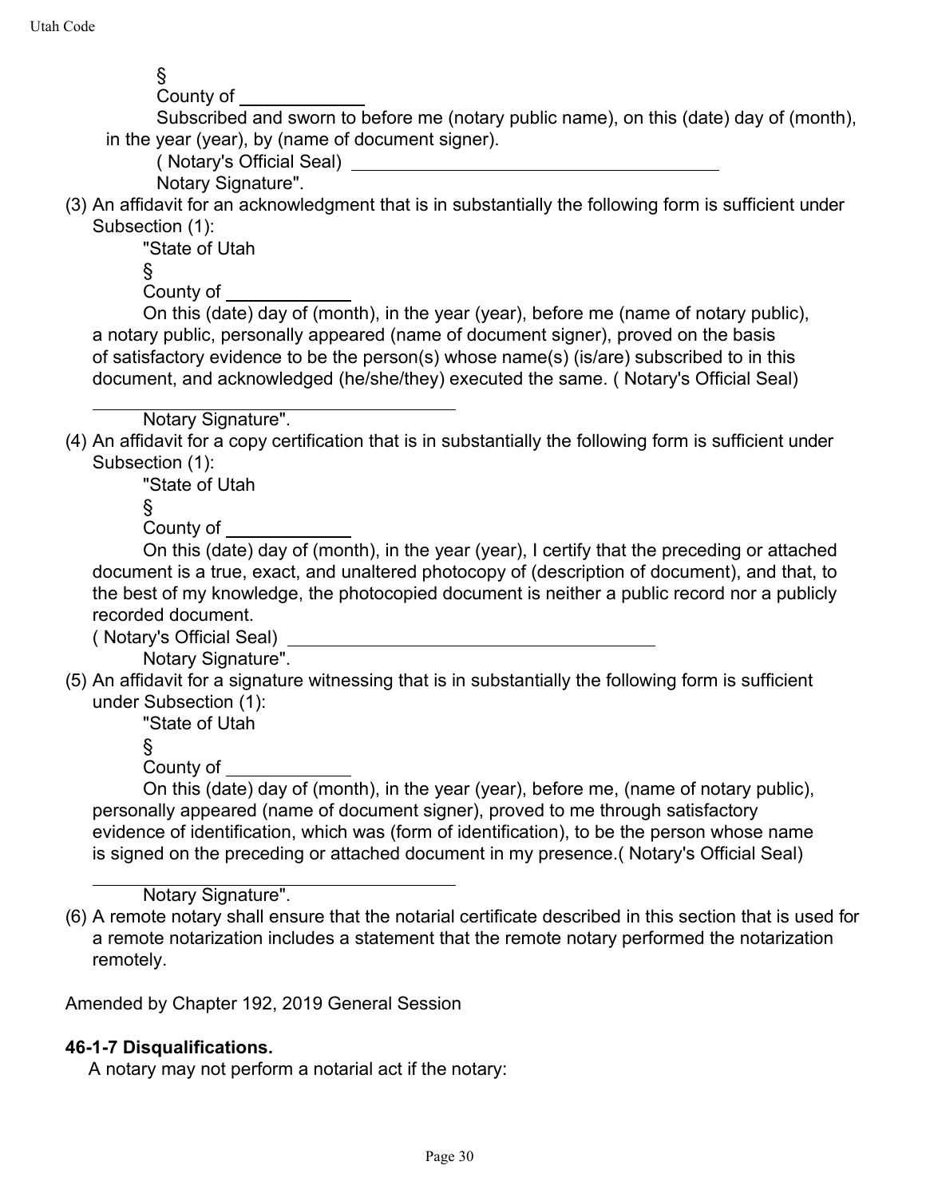§

County of ____________

Subscribed and sworn to before me (notary public name), on this (date) day of (month), in the year (year), by (name of document signer).

( Notary's Official Seal) ______________________________________

Notary Signature".

(3) An affidavit for an acknowledgment that is in substantially the following form is sufficient under Subsection (1):

"State of Utah

§

County of ____________

On this (date) day of (month), in the year (year), before me (name of notary public), a notary public, personally appeared (name of document signer), proved on the basis of satisfactory evidence to be the person(s) whose name(s) (is/are) subscribed to in this document, and acknowledged (he/she/they) executed the same. ( Notary's Official Seal)

______________________________________

Notary Signature".

(4) An affidavit for a copy certification that is in substantially the following form is sufficient under Subsection (1):

"State of Utah

§

County of ____________

On this (date) day of (month), in the year (year), I certify that the preceding or attached document is a true, exact, and unaltered photocopy of (description of document), and that, to the best of my knowledge, the photocopied document is neither a public record nor a publicly recorded document.

( Notary's Official Seal) ______________________________________

Notary Signature".

(5) An affidavit for a signature witnessing that is in substantially the following form is sufficient under Subsection (1):

"State of Utah

§

County of ____________

On this (date) day of (month), in the year (year), before me, (name of notary public), personally appeared (name of document signer), proved to me through satisfactory evidence of identification, which was (form of identification), to be the person whose name is signed on the preceding or attached document in my presence.( Notary's Official Seal)

______________________________________

Notary Signature".

(6) A remote notary shall ensure that the notarial certificate described in this section that is used for a remote notarization includes a statement that the remote notary performed the notarization remotely.

Amended by Chapter 192, 2019 General Session

**46-1-7 Disqualifications.**

A notary may not perform a notarial act if the notary: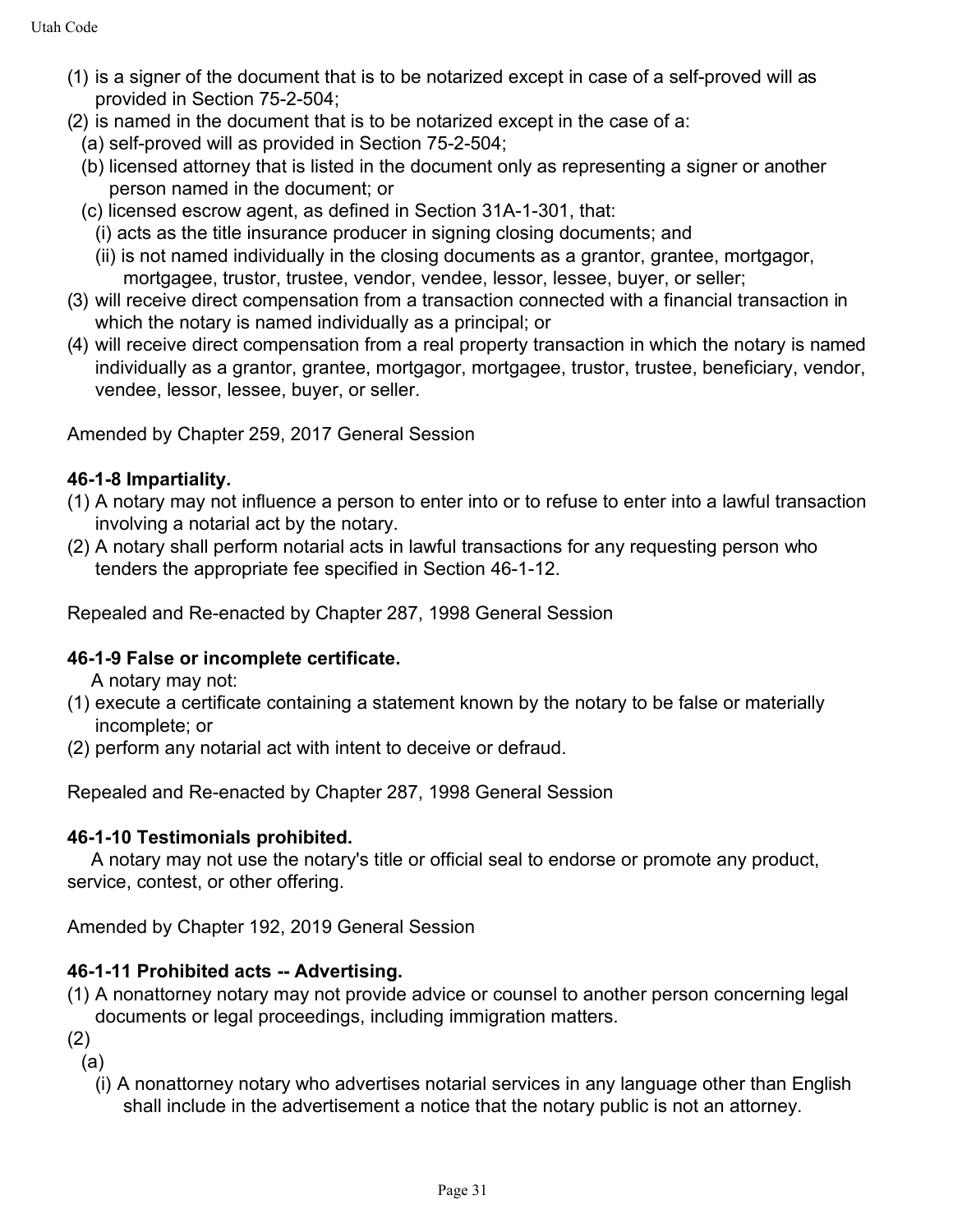(1) is a signer of the document that is to be notarized except in case of a self-proved will as provided in Section 75-2-504;

(2) is named in the document that is to be notarized except in the case of a:

  (a) self-proved will as provided in Section 75-2-504;

  (b) licensed attorney that is listed in the document only as representing a signer or another person named in the document; or

  (c) licensed escrow agent, as defined in Section 31A-1-301, that:

    (i) acts as the title insurance producer in signing closing documents; and

    (ii) is not named individually in the closing documents as a grantor, grantee, mortgagor, mortgagee, trustor, trustee, vendor, vendee, lessor, lessee, buyer, or seller;

(3) will receive direct compensation from a transaction connected with a financial transaction in which the notary is named individually as a principal; or

(4) will receive direct compensation from a real property transaction in which the notary is named individually as a grantor, grantee, mortgagor, mortgagee, trustor, trustee, beneficiary, vendor, vendee, lessor, lessee, buyer, or seller.

Amended by Chapter 259, 2017 General Session

**46-1-8 Impartiality.**

(1) A notary may not influence a person to enter into or to refuse to enter into a lawful transaction involving a notarial act by the notary.

(2) A notary shall perform notarial acts in lawful transactions for any requesting person who tenders the appropriate fee specified in Section 46-1-12.

Repealed and Re-enacted by Chapter 287, 1998 General Session

**46-1-9 False or incomplete certificate.**

A notary may not:

(1) execute a certificate containing a statement known by the notary to be false or materially incomplete; or

(2) perform any notarial act with intent to deceive or defraud.

Repealed and Re-enacted by Chapter 287, 1998 General Session

**46-1-10 Testimonials prohibited.**

A notary may not use the notary's title or official seal to endorse or promote any product, service, contest, or other offering.

Amended by Chapter 192, 2019 General Session

**46-1-11 Prohibited acts -- Advertising.**

(1) A nonattorney notary may not provide advice or counsel to another person concerning legal documents or legal proceedings, including immigration matters.

(2)

  (a)

    (i) A nonattorney notary who advertises notarial services in any language other than English shall include in the advertisement a notice that the notary public is not an attorney.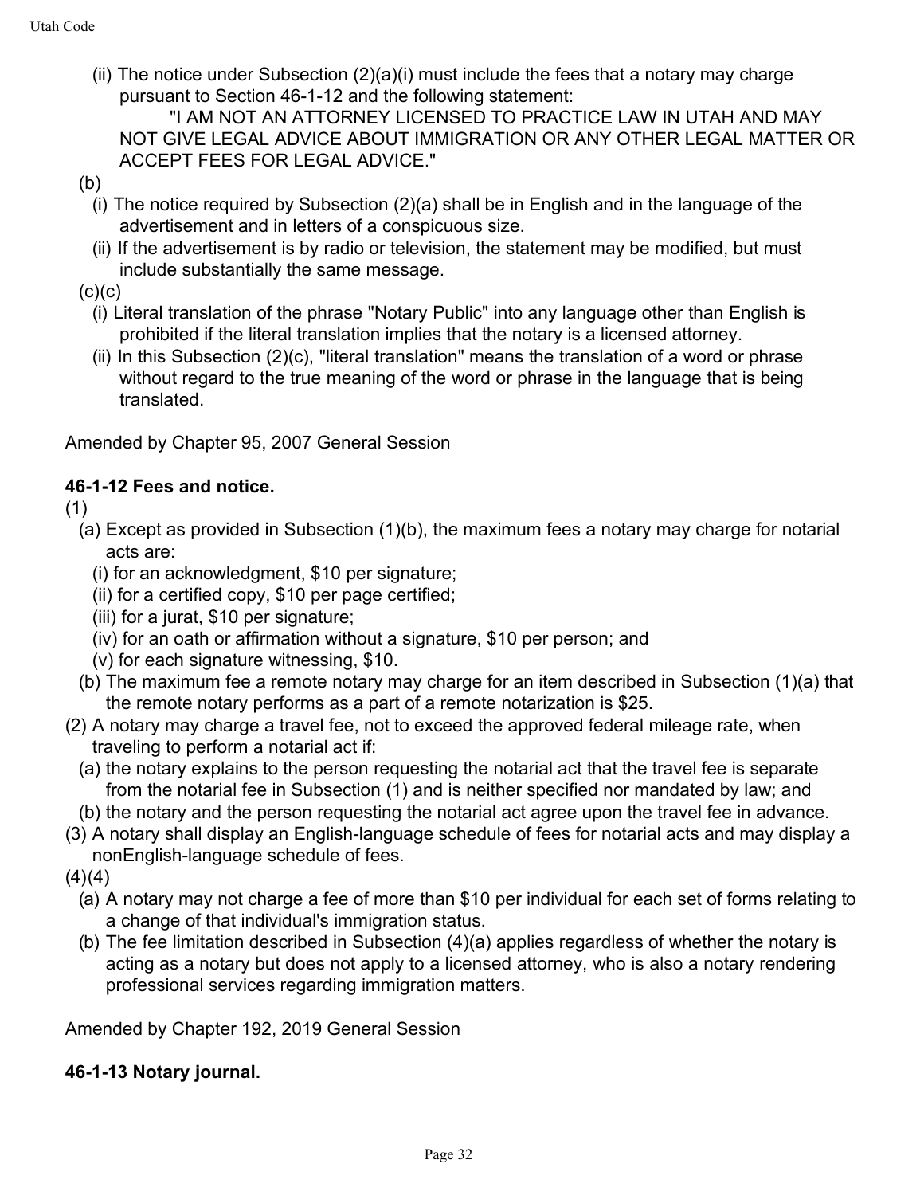(ii) The notice under Subsection (2)(a)(i) must include the fees that a notary may charge pursuant to Section 46-1-12 and the following statement:

"I AM NOT AN ATTORNEY LICENSED TO PRACTICE LAW IN UTAH AND MAY NOT GIVE LEGAL ADVICE ABOUT IMMIGRATION OR ANY OTHER LEGAL MATTER OR ACCEPT FEES FOR LEGAL ADVICE."

(b)

(i) The notice required by Subsection (2)(a) shall be in English and in the language of the advertisement and in letters of a conspicuous size.

(ii) If the advertisement is by radio or television, the statement may be modified, but must include substantially the same message.

(c)(c)

(i) Literal translation of the phrase "Notary Public" into any language other than English is prohibited if the literal translation implies that the notary is a licensed attorney.

(ii) In this Subsection (2)(c), "literal translation" means the translation of a word or phrase without regard to the true meaning of the word or phrase in the language that is being translated.

Amended by Chapter 95, 2007 General Session

**46-1-12 Fees and notice.**

(1)

(a) Except as provided in Subsection (1)(b), the maximum fees a notary may charge for notarial acts are:

(i) for an acknowledgment, $10 per signature;

(ii) for a certified copy, $10 per page certified;

(iii) for a jurat, $10 per signature;

(iv) for an oath or affirmation without a signature, $10 per person; and

(v) for each signature witnessing, $10.

(b) The maximum fee a remote notary may charge for an item described in Subsection (1)(a) that the remote notary performs as a part of a remote notarization is $25.

(2) A notary may charge a travel fee, not to exceed the approved federal mileage rate, when traveling to perform a notarial act if:

(a) the notary explains to the person requesting the notarial act that the travel fee is separate from the notarial fee in Subsection (1) and is neither specified nor mandated by law; and

(b) the notary and the person requesting the notarial act agree upon the travel fee in advance.

(3) A notary shall display an English-language schedule of fees for notarial acts and may display a nonEnglish-language schedule of fees.

(4)(4)

(a) A notary may not charge a fee of more than $10 per individual for each set of forms relating to a change of that individual's immigration status.

(b) The fee limitation described in Subsection (4)(a) applies regardless of whether the notary is acting as a notary but does not apply to a licensed attorney, who is also a notary rendering professional services regarding immigration matters.

Amended by Chapter 192, 2019 General Session

**46-1-13 Notary journal.**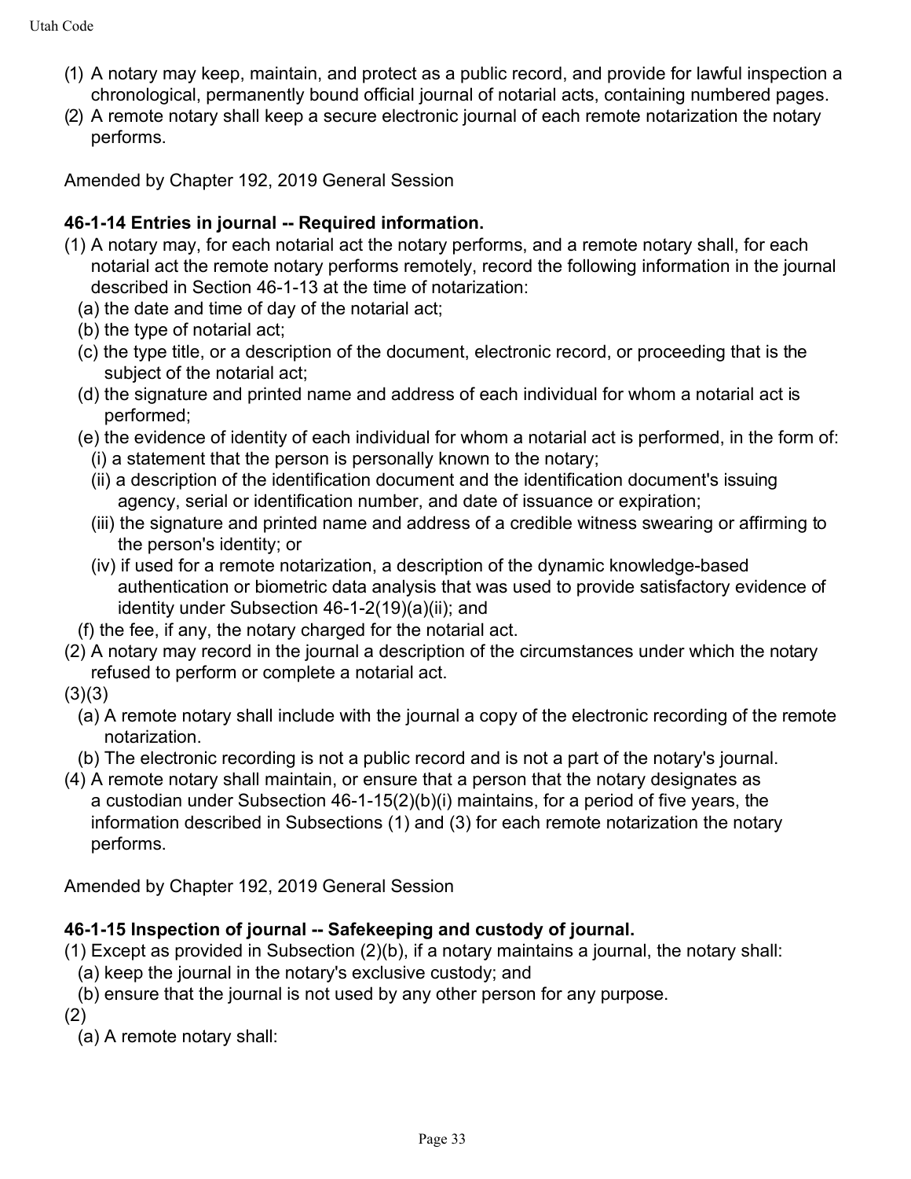(1) A notary may keep, maintain, and protect as a public record, and provide for lawful inspection a chronological, permanently bound official journal of notarial acts, containing numbered pages.

(2) A remote notary shall keep a secure electronic journal of each remote notarization the notary performs.

Amended by Chapter 192, 2019 General Session

**46-1-14 Entries in journal -- Required information.**

(1) A notary may, for each notarial act the notary performs, and a remote notary shall, for each notarial act the remote notary performs remotely, record the following information in the journal described in Section 46-1-13 at the time of notarization:

- (a) the date and time of day of the notarial act;
- (b) the type of notarial act;
- (c) the type title, or a description of the document, electronic record, or proceeding that is the subject of the notarial act;
- (d) the signature and printed name and address of each individual for whom a notarial act is performed;
- (e) the evidence of identity of each individual for whom a notarial act is performed, in the form of:
  - (i) a statement that the person is personally known to the notary;
  - (ii) a description of the identification document and the identification document's issuing agency, serial or identification number, and date of issuance or expiration;
  - (iii) the signature and printed name and address of a credible witness swearing or affirming to the person's identity; or
  - (iv) if used for a remote notarization, a description of the dynamic knowledge-based authentication or biometric data analysis that was used to provide satisfactory evidence of identity under Subsection 46-1-2(19)(a)(ii); and
- (f) the fee, if any, the notary charged for the notarial act.

(2) A notary may record in the journal a description of the circumstances under which the notary refused to perform or complete a notarial act.

(3)(3)

- (a) A remote notary shall include with the journal a copy of the electronic recording of the remote notarization.
- (b) The electronic recording is not a public record and is not a part of the notary's journal.

(4) A remote notary shall maintain, or ensure that a person that the notary designates as a custodian under Subsection 46-1-15(2)(b)(i) maintains, for a period of five years, the information described in Subsections (1) and (3) for each remote notarization the notary performs.

Amended by Chapter 192, 2019 General Session

**46-1-15 Inspection of journal -- Safekeeping and custody of journal.**

(1) Except as provided in Subsection (2)(b), if a notary maintains a journal, the notary shall:

- (a) keep the journal in the notary's exclusive custody; and
- (b) ensure that the journal is not used by any other person for any purpose.

(2)

- (a) A remote notary shall: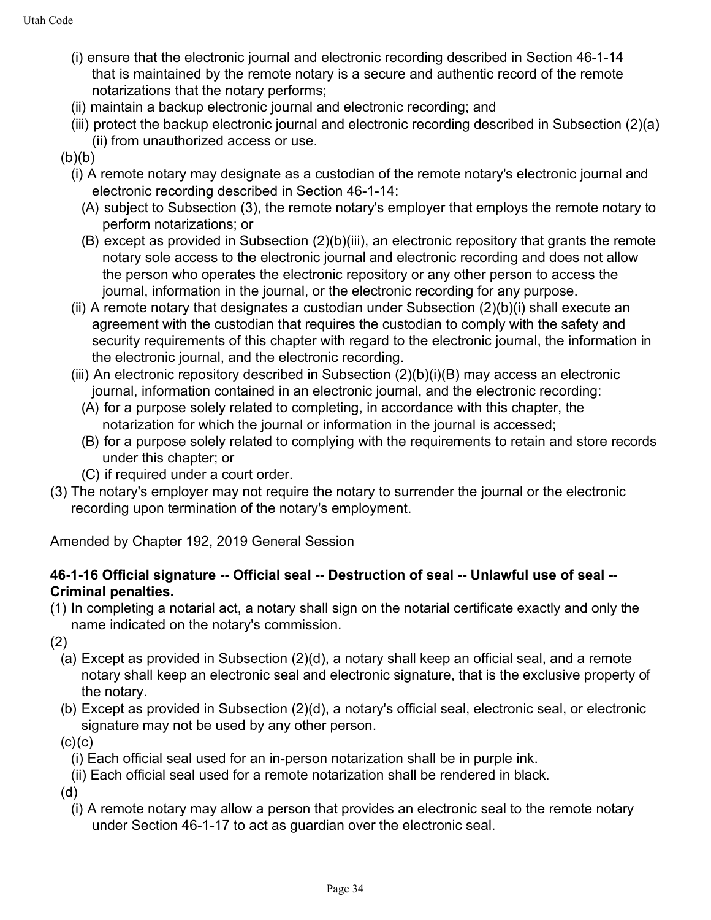(i) ensure that the electronic journal and electronic recording described in Section 46-1-14 that is maintained by the remote notary is a secure and authentic record of the remote notarizations that the notary performs;

(ii) maintain a backup electronic journal and electronic recording; and

(iii) protect the backup electronic journal and electronic recording described in Subsection (2)(a)(ii) from unauthorized access or use.

(b)(b)

(i) A remote notary may designate as a custodian of the remote notary's electronic journal and electronic recording described in Section 46-1-14:

(A) subject to Subsection (3), the remote notary's employer that employs the remote notary to perform notarizations; or

(B) except as provided in Subsection (2)(b)(iii), an electronic repository that grants the remote notary sole access to the electronic journal and electronic recording and does not allow the person who operates the electronic repository or any other person to access the journal, information in the journal, or the electronic recording for any purpose.

(ii) A remote notary that designates a custodian under Subsection (2)(b)(i) shall execute an agreement with the custodian that requires the custodian to comply with the safety and security requirements of this chapter with regard to the electronic journal, the information in the electronic journal, and the electronic recording.

(iii) An electronic repository described in Subsection (2)(b)(i)(B) may access an electronic journal, information contained in an electronic journal, and the electronic recording:

(A) for a purpose solely related to completing, in accordance with this chapter, the notarization for which the journal or information in the journal is accessed;

(B) for a purpose solely related to complying with the requirements to retain and store records under this chapter; or

(C) if required under a court order.

(3) The notary's employer may not require the notary to surrender the journal or the electronic recording upon termination of the notary's employment.

Amended by Chapter 192, 2019 General Session

**46-1-16 Official signature -- Official seal -- Destruction of seal -- Unlawful use of seal -- Criminal penalties.**

(1) In completing a notarial act, a notary shall sign on the notarial certificate exactly and only the name indicated on the notary's commission.

(2)

(a) Except as provided in Subsection (2)(d), a notary shall keep an official seal, and a remote notary shall keep an electronic seal and electronic signature, that is the exclusive property of the notary.

(b) Except as provided in Subsection (2)(d), a notary's official seal, electronic seal, or electronic signature may not be used by any other person.

(c)(c)

(i) Each official seal used for an in-person notarization shall be in purple ink.

(ii) Each official seal used for a remote notarization shall be rendered in black.

(d)

(i) A remote notary may allow a person that provides an electronic seal to the remote notary under Section 46-1-17 to act as guardian over the electronic seal.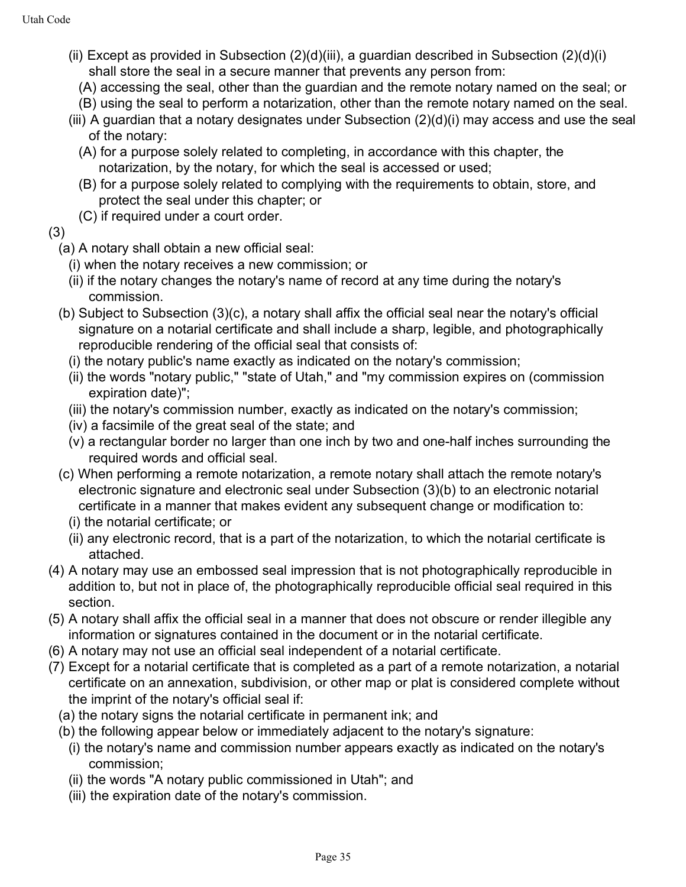(ii) Except as provided in Subsection (2)(d)(iii), a guardian described in Subsection (2)(d)(i) shall store the seal in a secure manner that prevents any person from:

(A) accessing the seal, other than the guardian and the remote notary named on the seal; or

(B) using the seal to perform a notarization, other than the remote notary named on the seal.

(iii) A guardian that a notary designates under Subsection (2)(d)(i) may access and use the seal of the notary:

(A) for a purpose solely related to completing, in accordance with this chapter, the notarization, by the notary, for which the seal is accessed or used;

(B) for a purpose solely related to complying with the requirements to obtain, store, and protect the seal under this chapter; or

(C) if required under a court order.

(3)

(a) A notary shall obtain a new official seal:

(i) when the notary receives a new commission; or

(ii) if the notary changes the notary's name of record at any time during the notary's commission.

(b) Subject to Subsection (3)(c), a notary shall affix the official seal near the notary's official signature on a notarial certificate and shall include a sharp, legible, and photographically reproducible rendering of the official seal that consists of:

(i) the notary public's name exactly as indicated on the notary's commission;

(ii) the words "notary public," "state of Utah," and "my commission expires on (commission expiration date)";

(iii) the notary's commission number, exactly as indicated on the notary's commission;

(iv) a facsimile of the great seal of the state; and

(v) a rectangular border no larger than one inch by two and one-half inches surrounding the required words and official seal.

(c) When performing a remote notarization, a remote notary shall attach the remote notary's electronic signature and electronic seal under Subsection (3)(b) to an electronic notarial certificate in a manner that makes evident any subsequent change or modification to:

(i) the notarial certificate; or

(ii) any electronic record, that is a part of the notarization, to which the notarial certificate is attached.

(4) A notary may use an embossed seal impression that is not photographically reproducible in addition to, but not in place of, the photographically reproducible official seal required in this section.

(5) A notary shall affix the official seal in a manner that does not obscure or render illegible any information or signatures contained in the document or in the notarial certificate.

(6) A notary may not use an official seal independent of a notarial certificate.

(7) Except for a notarial certificate that is completed as a part of a remote notarization, a notarial certificate on an annexation, subdivision, or other map or plat is considered complete without the imprint of the notary's official seal if:

(a) the notary signs the notarial certificate in permanent ink; and

(b) the following appear below or immediately adjacent to the notary's signature:

(i) the notary's name and commission number appears exactly as indicated on the notary's commission;

(ii) the words "A notary public commissioned in Utah"; and

(iii) the expiration date of the notary's commission.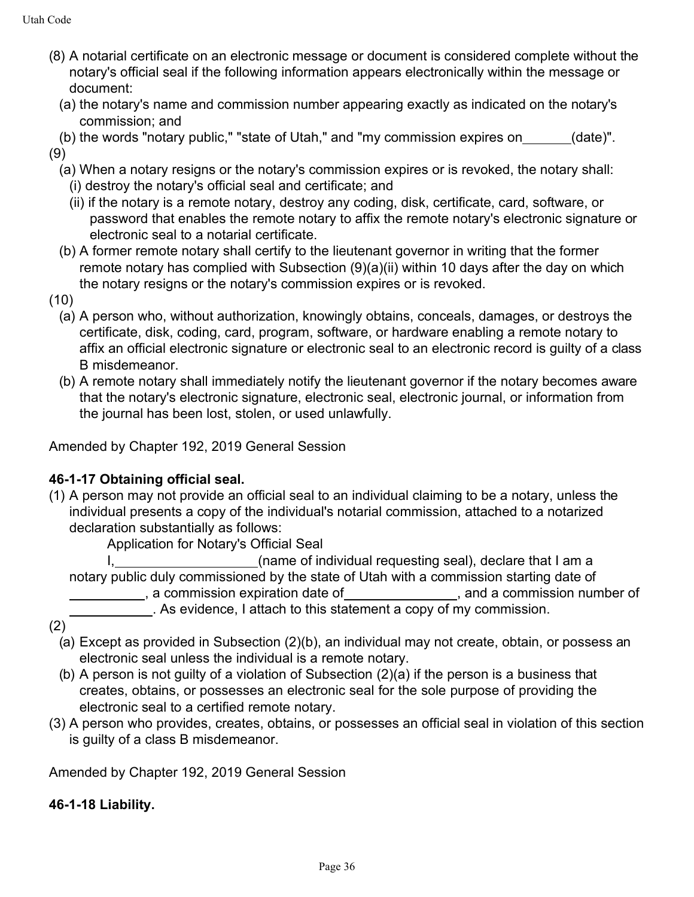(8) A notarial certificate on an electronic message or document is considered complete without the notary's official seal if the following information appears electronically within the message or document:

  (a) the notary's name and commission number appearing exactly as indicated on the notary's commission; and

  (b) the words "notary public," "state of Utah," and "my commission expires on_______(date)".

(9)

  (a) When a notary resigns or the notary's commission expires or is revoked, the notary shall:

    (i) destroy the notary's official seal and certificate; and

    (ii) if the notary is a remote notary, destroy any coding, disk, certificate, card, software, or password that enables the remote notary to affix the remote notary's electronic signature or electronic seal to a notarial certificate.

  (b) A former remote notary shall certify to the lieutenant governor in writing that the former remote notary has complied with Subsection (9)(a)(ii) within 10 days after the day on which the notary resigns or the notary's commission expires or is revoked.

(10)

  (a) A person who, without authorization, knowingly obtains, conceals, damages, or destroys the certificate, disk, coding, card, program, software, or hardware enabling a remote notary to affix an official electronic signature or electronic seal to an electronic record is guilty of a class B misdemeanor.

  (b) A remote notary shall immediately notify the lieutenant governor if the notary becomes aware that the notary's electronic signature, electronic seal, electronic journal, or information from the journal has been lost, stolen, or used unlawfully.

Amended by Chapter 192, 2019 General Session

**46-1-17 Obtaining official seal.**

(1) A person may not provide an official seal to an individual claiming to be a notary, unless the individual presents a copy of the individual's notarial commission, attached to a notarized declaration substantially as follows:

Application for Notary's Official Seal

I,___________________(name of individual requesting seal), declare that I am a notary public duly commissioned by the state of Utah with a commission starting date of __________, a commission expiration date of_______________, and a commission number of ___________. As evidence, I attach to this statement a copy of my commission.

(2)

  (a) Except as provided in Subsection (2)(b), an individual may not create, obtain, or possess an electronic seal unless the individual is a remote notary.

  (b) A person is not guilty of a violation of Subsection (2)(a) if the person is a business that creates, obtains, or possesses an electronic seal for the sole purpose of providing the electronic seal to a certified remote notary.

(3) A person who provides, creates, obtains, or possesses an official seal in violation of this section is guilty of a class B misdemeanor.

Amended by Chapter 192, 2019 General Session

**46-1-18 Liability.**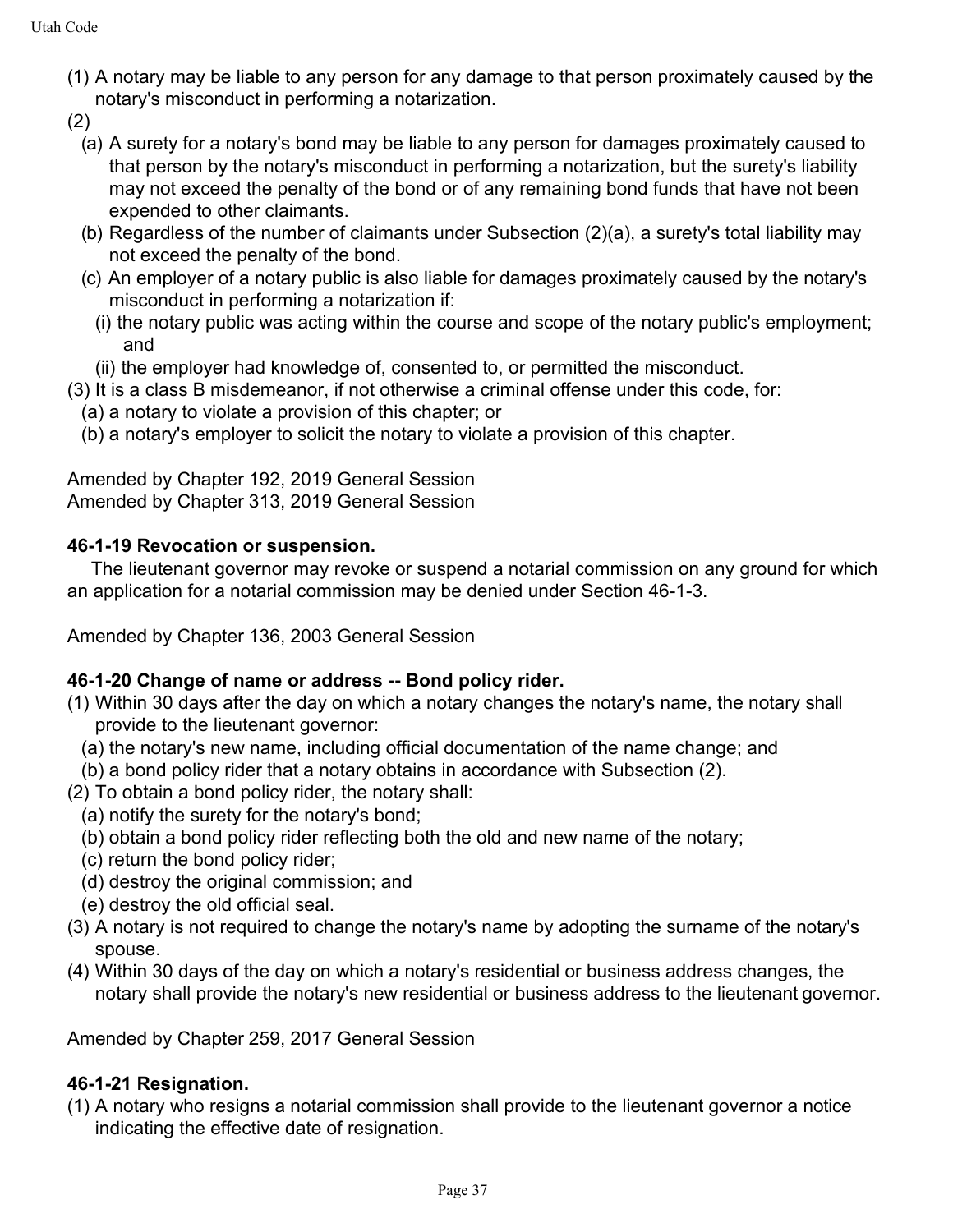(1) A notary may be liable to any person for any damage to that person proximately caused by the notary's misconduct in performing a notarization.

(2)

  (a) A surety for a notary's bond may be liable to any person for damages proximately caused to that person by the notary's misconduct in performing a notarization, but the surety's liability may not exceed the penalty of the bond or of any remaining bond funds that have not been expended to other claimants.

  (b) Regardless of the number of claimants under Subsection (2)(a), a surety's total liability may not exceed the penalty of the bond.

  (c) An employer of a notary public is also liable for damages proximately caused by the notary's misconduct in performing a notarization if:

    (i) the notary public was acting within the course and scope of the notary public's employment; and

    (ii) the employer had knowledge of, consented to, or permitted the misconduct.

(3) It is a class B misdemeanor, if not otherwise a criminal offense under this code, for:

  (a) a notary to violate a provision of this chapter; or

  (b) a notary's employer to solicit the notary to violate a provision of this chapter.

Amended by Chapter 192, 2019 General Session
Amended by Chapter 313, 2019 General Session

**46-1-19 Revocation or suspension.**

The lieutenant governor may revoke or suspend a notarial commission on any ground for which an application for a notarial commission may be denied under Section 46-1-3.

Amended by Chapter 136, 2003 General Session

**46-1-20 Change of name or address -- Bond policy rider.**

(1) Within 30 days after the day on which a notary changes the notary's name, the notary shall provide to the lieutenant governor:

  (a) the notary's new name, including official documentation of the name change; and

  (b) a bond policy rider that a notary obtains in accordance with Subsection (2).

(2) To obtain a bond policy rider, the notary shall:

  (a) notify the surety for the notary's bond;

  (b) obtain a bond policy rider reflecting both the old and new name of the notary;

  (c) return the bond policy rider;

  (d) destroy the original commission; and

  (e) destroy the old official seal.

(3) A notary is not required to change the notary's name by adopting the surname of the notary's spouse.

(4) Within 30 days of the day on which a notary's residential or business address changes, the notary shall provide the notary's new residential or business address to the lieutenant governor.

Amended by Chapter 259, 2017 General Session

**46-1-21 Resignation.**

(1) A notary who resigns a notarial commission shall provide to the lieutenant governor a notice indicating the effective date of resignation.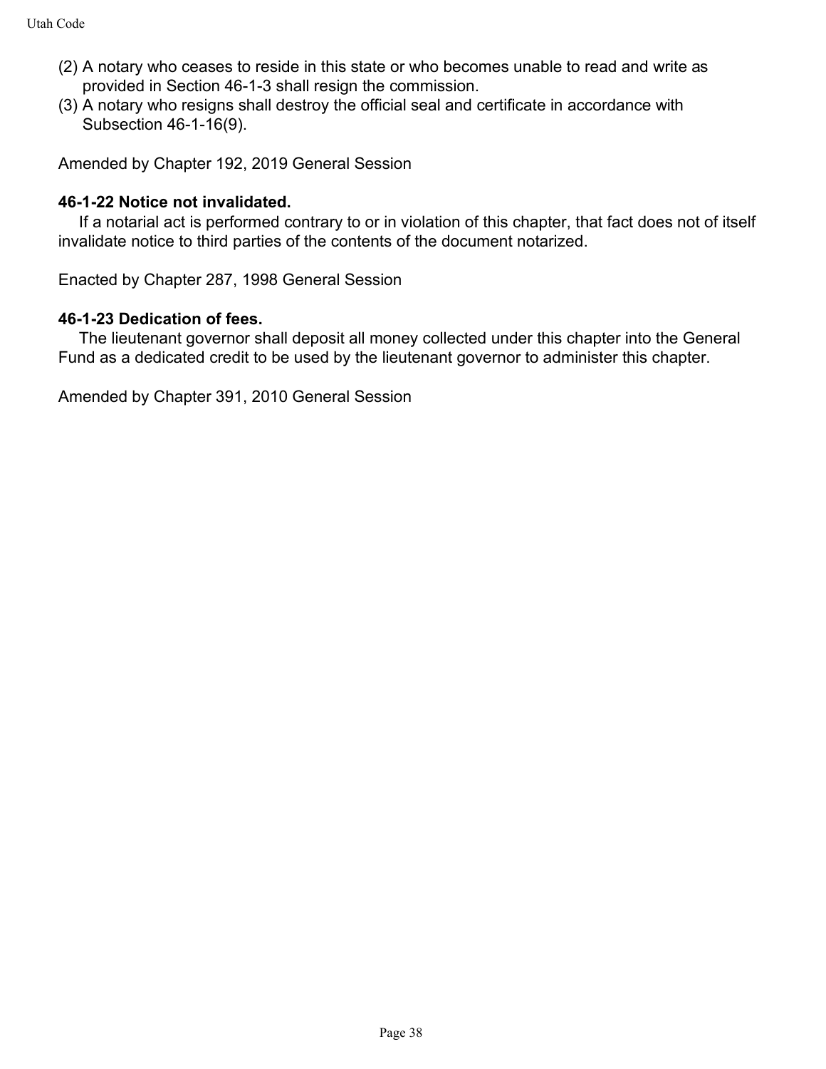(2) A notary who ceases to reside in this state or who becomes unable to read and write as provided in Section 46-1-3 shall resign the commission.
(3) A notary who resigns shall destroy the official seal and certificate in accordance with Subsection 46-1-16(9).

Amended by Chapter 192, 2019 General Session

**46-1-22 Notice not invalidated.**

If a notarial act is performed contrary to or in violation of this chapter, that fact does not of itself invalidate notice to third parties of the contents of the document notarized.

Enacted by Chapter 287, 1998 General Session

**46-1-23 Dedication of fees.**

The lieutenant governor shall deposit all money collected under this chapter into the General Fund as a dedicated credit to be used by the lieutenant governor to administer this chapter.

Amended by Chapter 391, 2010 General Session